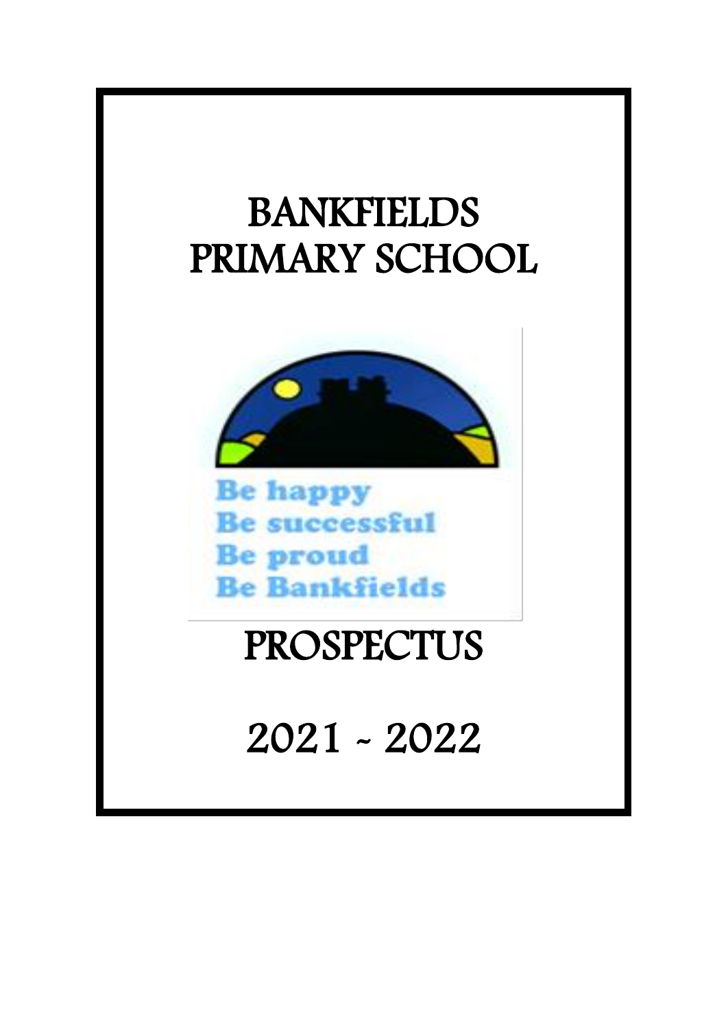# BANKFIELDS PRIMARY SCHOOL

Be happy
Be successful
Be proud
Be Bankfields

# PROSPECTUS

# 2021 - 2022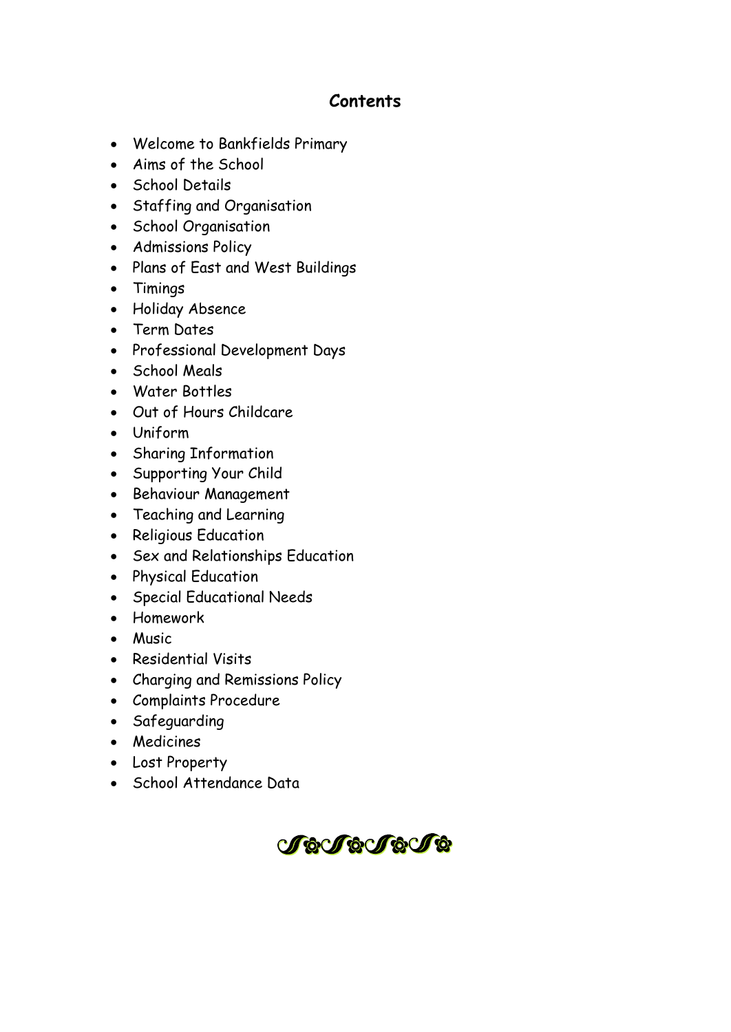## Contents

- Welcome to Bankfields Primary
- Aims of the School
- School Details
- Staffing and Organisation
- School Organisation
- Admissions Policy
- Plans of East and West Buildings
- Timings
- Holiday Absence
- Term Dates
- Professional Development Days
- School Meals
- Water Bottles
- Out of Hours Childcare
- Uniform
- Sharing Information
- Supporting Your Child
- Behaviour Management
- Teaching and Learning
- Religious Education
- Sex and Relationships Education
- Physical Education
- Special Educational Needs
- Homework
- Music
- Residential Visits
- Charging and Remissions Policy
- Complaints Procedure
- Safeguarding
- Medicines
- Lost Property
- School Attendance Data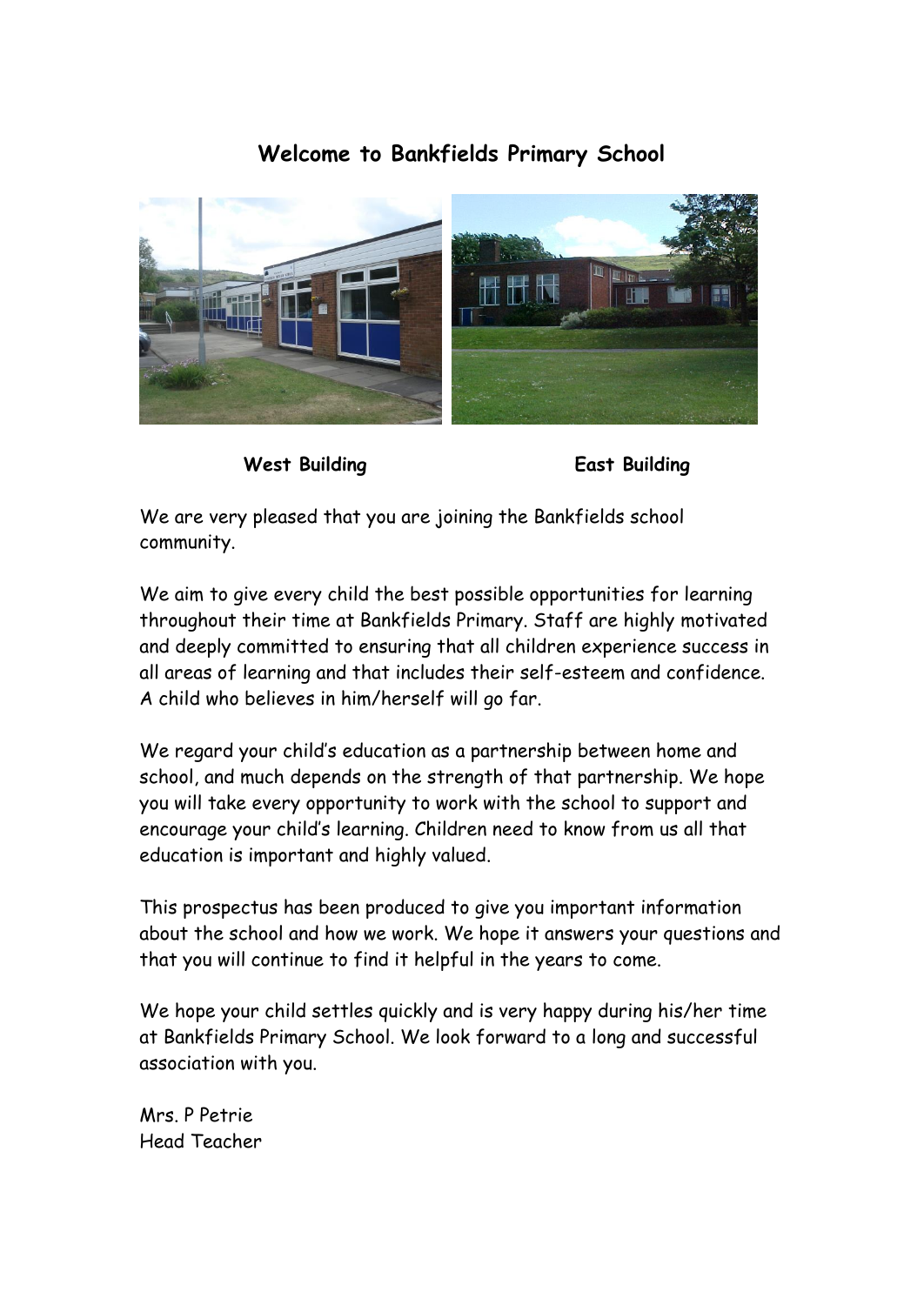# Welcome to Bankfields Primary School

**West Building** **East Building**

We are very pleased that you are joining the Bankfields school community.

We aim to give every child the best possible opportunities for learning throughout their time at Bankfields Primary. Staff are highly motivated and deeply committed to ensuring that all children experience success in all areas of learning and that includes their self-esteem and confidence. A child who believes in him/herself will go far.

We regard your child's education as a partnership between home and school, and much depends on the strength of that partnership. We hope you will take every opportunity to work with the school to support and encourage your child's learning. Children need to know from us all that education is important and highly valued.

This prospectus has been produced to give you important information about the school and how we work. We hope it answers your questions and that you will continue to find it helpful in the years to come.

We hope your child settles quickly and is very happy during his/her time at Bankfields Primary School. We look forward to a long and successful association with you.

Mrs. P Petrie
Head Teacher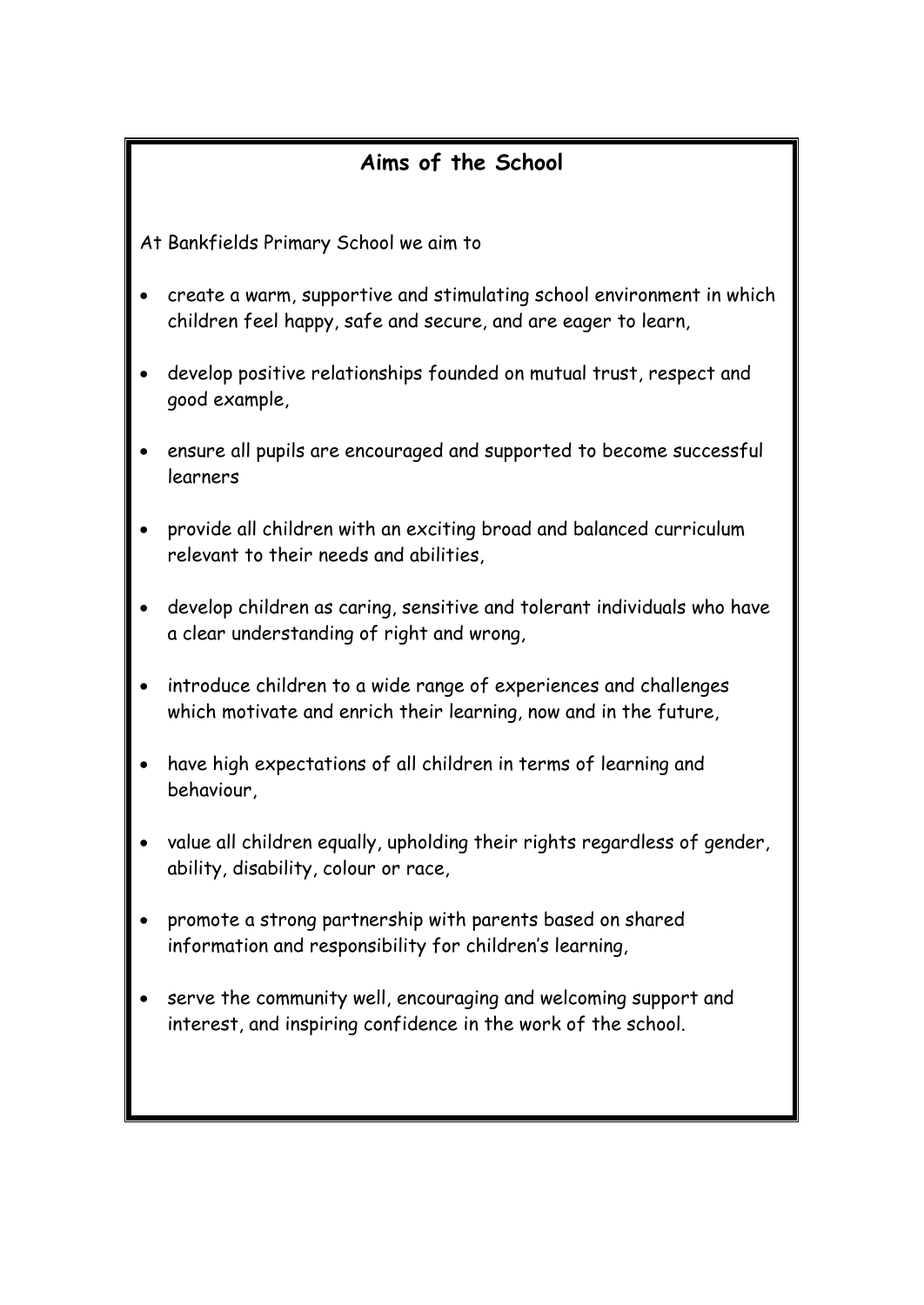## Aims of the School

At Bankfields Primary School we aim to

- create a warm, supportive and stimulating school environment in which children feel happy, safe and secure, and are eager to learn,
- develop positive relationships founded on mutual trust, respect and good example,
- ensure all pupils are encouraged and supported to become successful learners
- provide all children with an exciting broad and balanced curriculum relevant to their needs and abilities,
- develop children as caring, sensitive and tolerant individuals who have a clear understanding of right and wrong,
- introduce children to a wide range of experiences and challenges which motivate and enrich their learning, now and in the future,
- have high expectations of all children in terms of learning and behaviour,
- value all children equally, upholding their rights regardless of gender, ability, disability, colour or race,
- promote a strong partnership with parents based on shared information and responsibility for children's learning,
- serve the community well, encouraging and welcoming support and interest, and inspiring confidence in the work of the school.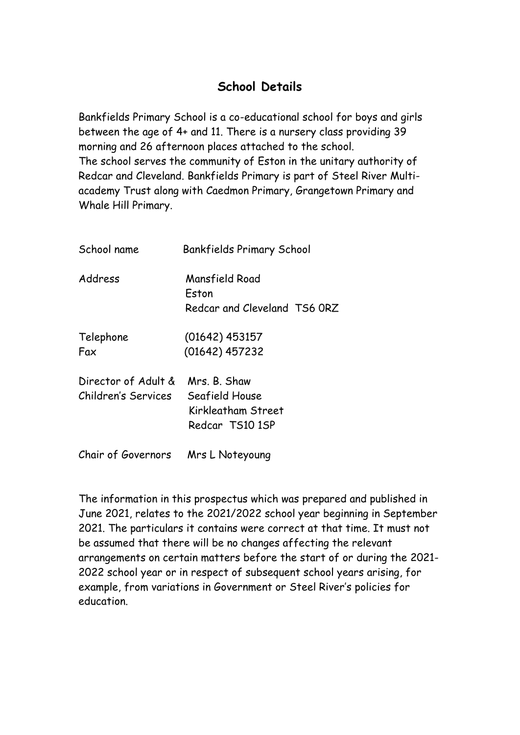## School Details

Bankfields Primary School is a co-educational school for boys and girls between the age of 4+ and 11. There is a nursery class providing 39 morning and 26 afternoon places attached to the school.
The school serves the community of Eston in the unitary authority of Redcar and Cleveland. Bankfields Primary is part of Steel River Multi-academy Trust along with Caedmon Primary, Grangetown Primary and Whale Hill Primary.

| | |
|---|---|
| School name | Bankfields Primary School |
| Address | Mansfield Road<br>Eston<br>Redcar and Cleveland TS6 0RZ |
| Telephone | (01642) 453157 |
| Fax | (01642) 457232 |
| Director of Adult & Children's Services | Mrs. B. Shaw<br>Seafield House<br>Kirkleatham Street<br>Redcar TS10 1SP |
| Chair of Governors | Mrs L Noteyoung |

The information in this prospectus which was prepared and published in June 2021, relates to the 2021/2022 school year beginning in September 2021. The particulars it contains were correct at that time. It must not be assumed that there will be no changes affecting the relevant arrangements on certain matters before the start of or during the 2021-2022 school year or in respect of subsequent school years arising, for example, from variations in Government or Steel River's policies for education.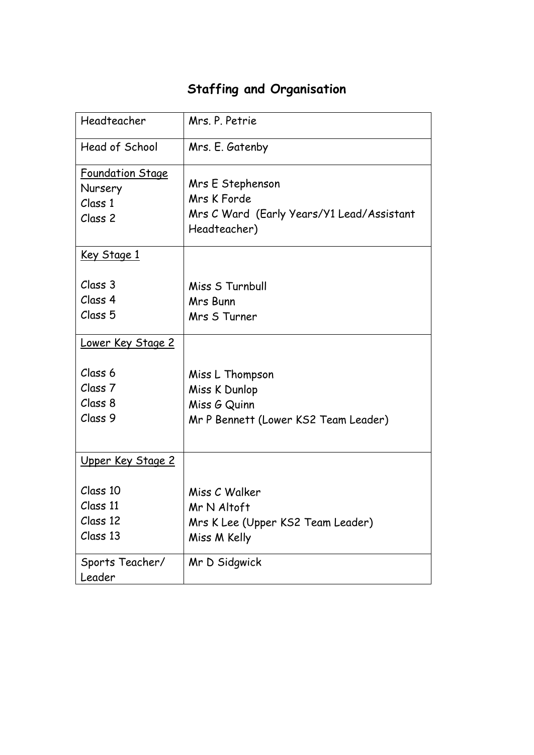## Staffing and Organisation

| | |
|---|---|
| Headteacher | Mrs. P. Petrie |
| Head of School | Mrs. E. Gatenby |
| <u>Foundation Stage</u><br>Nursery<br>Class 1<br>Class 2 | <br>Mrs E Stephenson<br>Mrs K Forde<br>Mrs C Ward (Early Years/Y1 Lead/Assistant Headteacher) |
| <u>Key Stage 1</u><br><br>Class 3<br>Class 4<br>Class 5 | <br><br>Miss S Turnbull<br>Mrs Bunn<br>Mrs S Turner |
| <u>Lower Key Stage 2</u><br><br>Class 6<br>Class 7<br>Class 8<br>Class 9 | <br><br>Miss L Thompson<br>Miss K Dunlop<br>Miss G Quinn<br>Mr P Bennett (Lower KS2 Team Leader) |
| <u>Upper Key Stage 2</u><br><br>Class 10<br>Class 11<br>Class 12<br>Class 13 | <br><br>Miss C Walker<br>Mr N Altoft<br>Mrs K Lee (Upper KS2 Team Leader)<br>Miss M Kelly |
| Sports Teacher/ Leader | Mr D Sidgwick |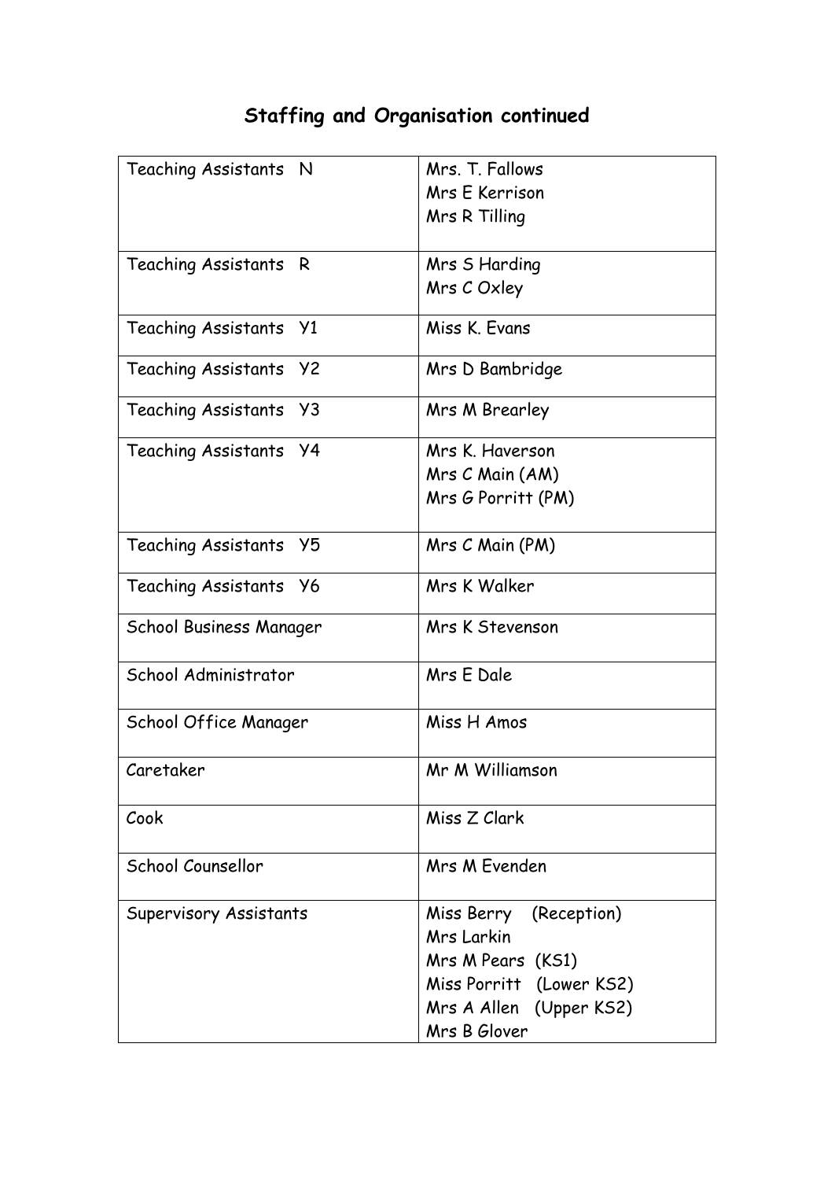## Staffing and Organisation continued

| | |
|---|---|
| Teaching Assistants N | Mrs. T. Fallows<br>Mrs E Kerrison<br>Mrs R Tilling |
| Teaching Assistants R | Mrs S Harding<br>Mrs C Oxley |
| Teaching Assistants Y1 | Miss K. Evans |
| Teaching Assistants Y2 | Mrs D Bambridge |
| Teaching Assistants Y3 | Mrs M Brearley |
| Teaching Assistants Y4 | Mrs K. Haverson<br>Mrs C Main (AM)<br>Mrs G Porritt (PM) |
| Teaching Assistants Y5 | Mrs C Main (PM) |
| Teaching Assistants Y6 | Mrs K Walker |
| School Business Manager | Mrs K Stevenson |
| School Administrator | Mrs E Dale |
| School Office Manager | Miss H Amos |
| Caretaker | Mr M Williamson |
| Cook | Miss Z Clark |
| School Counsellor | Mrs M Evenden |
| Supervisory Assistants | Miss Berry (Reception)<br>Mrs Larkin<br>Mrs M Pears (KS1)<br>Miss Porritt (Lower KS2)<br>Mrs A Allen (Upper KS2)<br>Mrs B Glover |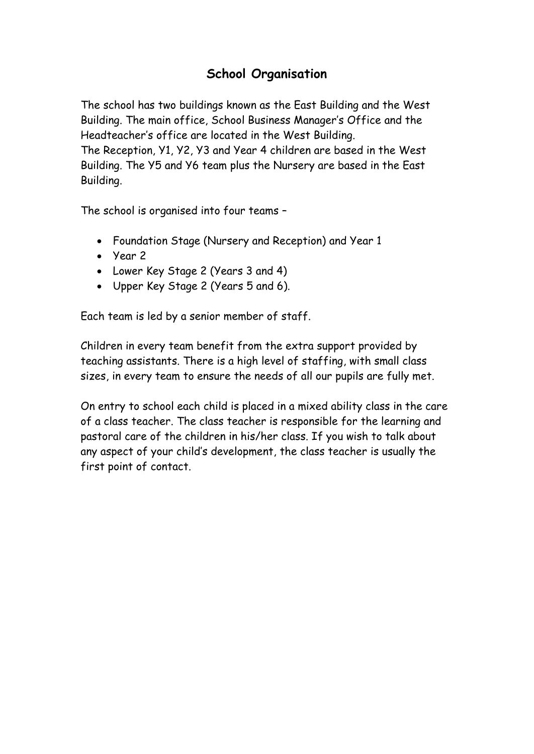## School Organisation

The school has two buildings known as the East Building and the West Building. The main office, School Business Manager's Office and the Headteacher's office are located in the West Building.
The Reception, Y1, Y2, Y3 and Year 4 children are based in the West Building. The Y5 and Y6 team plus the Nursery are based in the East Building.

The school is organised into four teams –

- Foundation Stage (Nursery and Reception) and Year 1
- Year 2
- Lower Key Stage 2 (Years 3 and 4)
- Upper Key Stage 2 (Years 5 and 6).

Each team is led by a senior member of staff.

Children in every team benefit from the extra support provided by teaching assistants. There is a high level of staffing, with small class sizes, in every team to ensure the needs of all our pupils are fully met.

On entry to school each child is placed in a mixed ability class in the care of a class teacher. The class teacher is responsible for the learning and pastoral care of the children in his/her class. If you wish to talk about any aspect of your child's development, the class teacher is usually the first point of contact.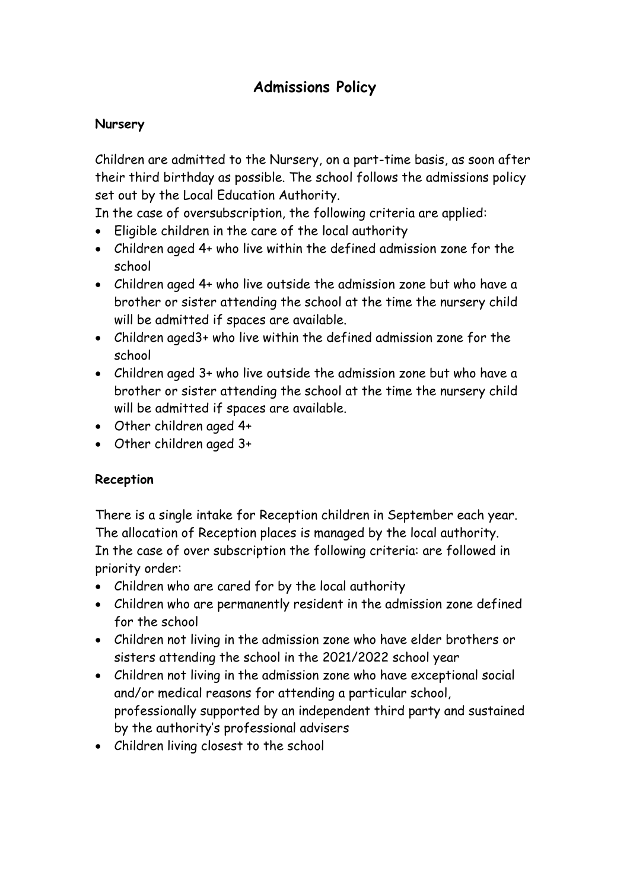# Admissions Policy

## Nursery

Children are admitted to the Nursery, on a part-time basis, as soon after their third birthday as possible. The school follows the admissions policy set out by the Local Education Authority.

In the case of oversubscription, the following criteria are applied:

- Eligible children in the care of the local authority
- Children aged 4+ who live within the defined admission zone for the school
- Children aged 4+ who live outside the admission zone but who have a brother or sister attending the school at the time the nursery child will be admitted if spaces are available.
- Children aged3+ who live within the defined admission zone for the school
- Children aged 3+ who live outside the admission zone but who have a brother or sister attending the school at the time the nursery child will be admitted if spaces are available.
- Other children aged 4+
- Other children aged 3+

## Reception

There is a single intake for Reception children in September each year. The allocation of Reception places is managed by the local authority.

In the case of over subscription the following criteria: are followed in priority order:

- Children who are cared for by the local authority
- Children who are permanently resident in the admission zone defined for the school
- Children not living in the admission zone who have elder brothers or sisters attending the school in the 2021/2022 school year
- Children not living in the admission zone who have exceptional social and/or medical reasons for attending a particular school, professionally supported by an independent third party and sustained by the authority's professional advisers
- Children living closest to the school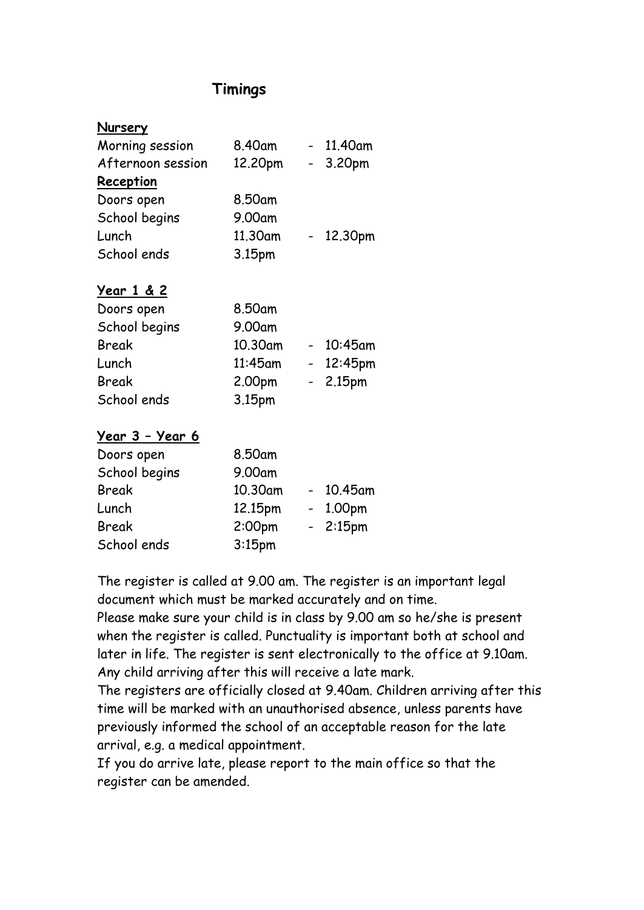## Timings

| | | |
|---|---|---|
| **Nursery** | | |
| Morning session | 8.40am | - 11.40am |
| Afternoon session | 12.20pm | - 3.20pm |
| **Reception** | | |
| Doors open | 8.50am | |
| School begins | 9.00am | |
| Lunch | 11.30am | - 12.30pm |
| School ends | 3.15pm | |
| | | |
| **Year 1 & 2** | | |
| Doors open | 8.50am | |
| School begins | 9.00am | |
| Break | 10.30am | - 10:45am |
| Lunch | 11:45am | - 12:45pm |
| Break | 2.00pm | - 2.15pm |
| School ends | 3.15pm | |
| | | |
| **Year 3 – Year 6** | | |
| Doors open | 8.50am | |
| School begins | 9.00am | |
| Break | 10.30am | - 10.45am |
| Lunch | 12.15pm | - 1.00pm |
| Break | 2:00pm | - 2:15pm |
| School ends | 3:15pm | |

The register is called at 9.00 am. The register is an important legal document which must be marked accurately and on time.

Please make sure your child is in class by 9.00 am so he/she is present when the register is called. Punctuality is important both at school and later in life. The register is sent electronically to the office at 9.10am. Any child arriving after this will receive a late mark.

The registers are officially closed at 9.40am. Children arriving after this time will be marked with an unauthorised absence, unless parents have previously informed the school of an acceptable reason for the late arrival, e.g. a medical appointment.

If you do arrive late, please report to the main office so that the register can be amended.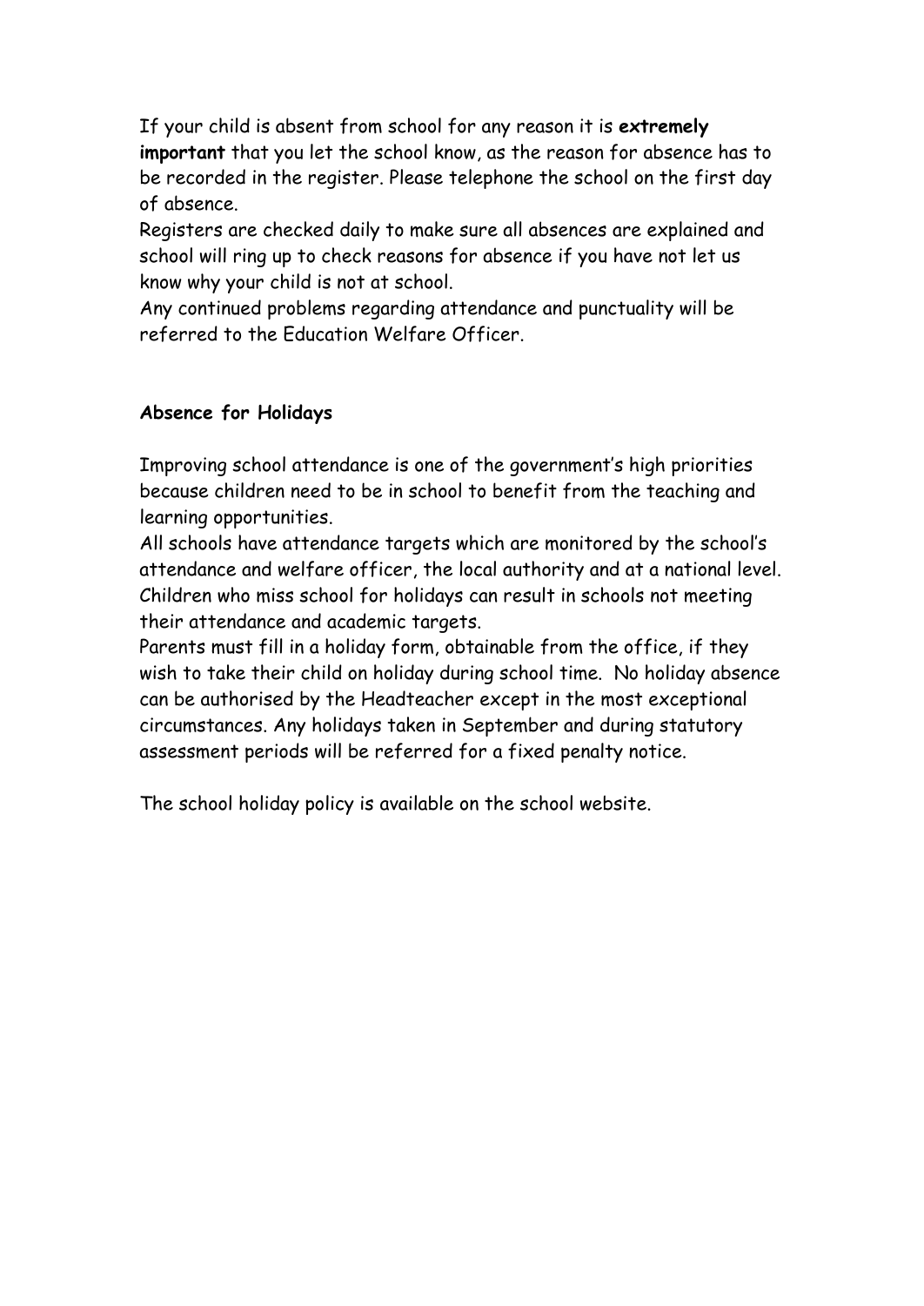If your child is absent from school for any reason it is **extremely important** that you let the school know, as the reason for absence has to be recorded in the register. Please telephone the school on the first day of absence.

Registers are checked daily to make sure all absences are explained and school will ring up to check reasons for absence if you have not let us know why your child is not at school.

Any continued problems regarding attendance and punctuality will be referred to the Education Welfare Officer.

**Absence for Holidays**

Improving school attendance is one of the government's high priorities because children need to be in school to benefit from the teaching and learning opportunities.

All schools have attendance targets which are monitored by the school's attendance and welfare officer, the local authority and at a national level. Children who miss school for holidays can result in schools not meeting their attendance and academic targets.

Parents must fill in a holiday form, obtainable from the office, if they wish to take their child on holiday during school time. No holiday absence can be authorised by the Headteacher except in the most exceptional circumstances. Any holidays taken in September and during statutory assessment periods will be referred for a fixed penalty notice.

The school holiday policy is available on the school website.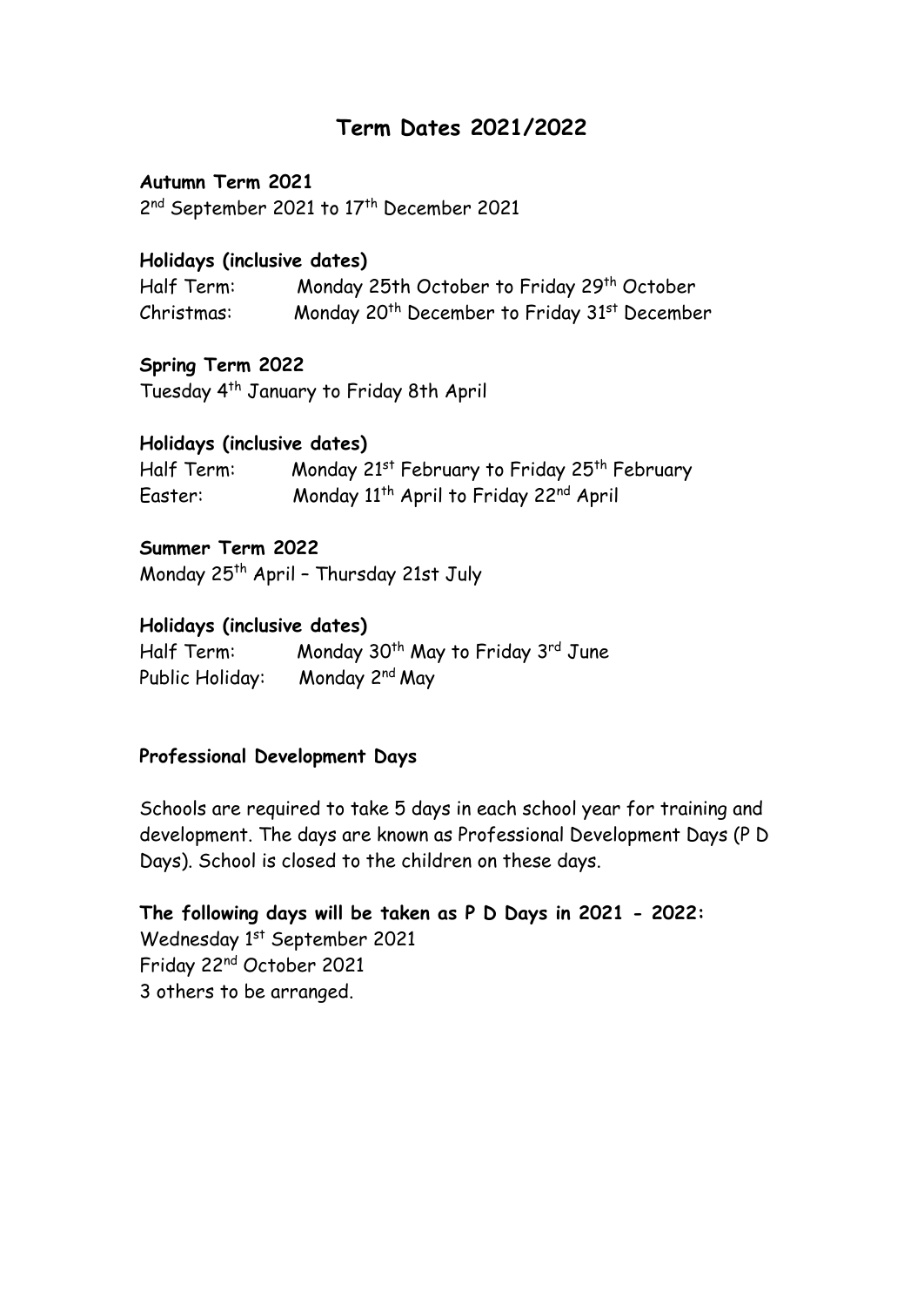# Term Dates 2021/2022

**Autumn Term 2021**

2nd September 2021 to 17th December 2021

**Holidays (inclusive dates)**

Half Term: Monday 25th October to Friday 29th October

Christmas: Monday 20th December to Friday 31st December

**Spring Term 2022**

Tuesday 4th January to Friday 8th April

**Holidays (inclusive dates)**

Half Term: Monday 21st February to Friday 25th February

Easter: Monday 11th April to Friday 22nd April

**Summer Term 2022**

Monday 25th April – Thursday 21st July

**Holidays (inclusive dates)**

Half Term: Monday 30th May to Friday 3rd June

Public Holiday: Monday 2nd May

**Professional Development Days**

Schools are required to take 5 days in each school year for training and development. The days are known as Professional Development Days (P D Days). School is closed to the children on these days.

**The following days will be taken as P D Days in 2021 - 2022:**

Wednesday 1st September 2021

Friday 22nd October 2021

3 others to be arranged.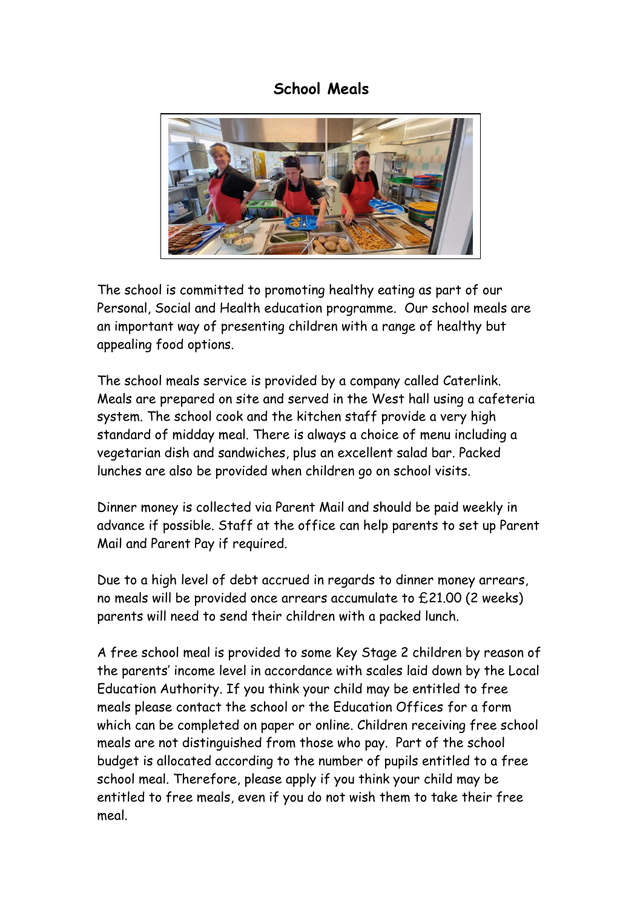# School Meals

The school is committed to promoting healthy eating as part of our Personal, Social and Health education programme. Our school meals are an important way of presenting children with a range of healthy but appealing food options.

The school meals service is provided by a company called Caterlink. Meals are prepared on site and served in the West hall using a cafeteria system. The school cook and the kitchen staff provide a very high standard of midday meal. There is always a choice of menu including a vegetarian dish and sandwiches, plus an excellent salad bar. Packed lunches are also be provided when children go on school visits.

Dinner money is collected via Parent Mail and should be paid weekly in advance if possible. Staff at the office can help parents to set up Parent Mail and Parent Pay if required.

Due to a high level of debt accrued in regards to dinner money arrears, no meals will be provided once arrears accumulate to £21.00 (2 weeks) parents will need to send their children with a packed lunch.

A free school meal is provided to some Key Stage 2 children by reason of the parents' income level in accordance with scales laid down by the Local Education Authority. If you think your child may be entitled to free meals please contact the school or the Education Offices for a form which can be completed on paper or online. Children receiving free school meals are not distinguished from those who pay. Part of the school budget is allocated according to the number of pupils entitled to a free school meal. Therefore, please apply if you think your child may be entitled to free meals, even if you do not wish them to take their free meal.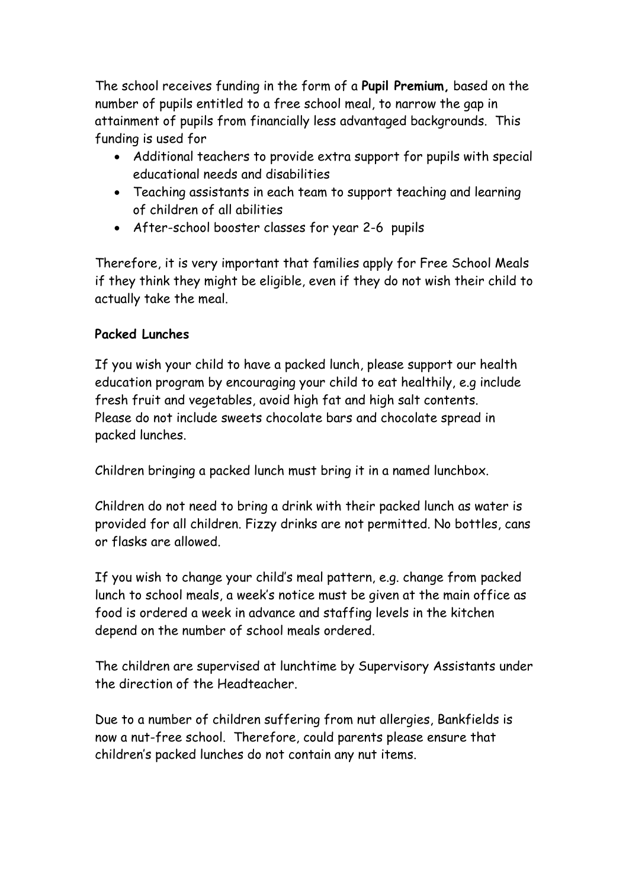The school receives funding in the form of a **Pupil Premium,** based on the number of pupils entitled to a free school meal, to narrow the gap in attainment of pupils from financially less advantaged backgrounds. This funding is used for

- Additional teachers to provide extra support for pupils with special educational needs and disabilities
- Teaching assistants in each team to support teaching and learning of children of all abilities
- After-school booster classes for year 2-6 pupils

Therefore, it is very important that families apply for Free School Meals if they think they might be eligible, even if they do not wish their child to actually take the meal.

**Packed Lunches**

If you wish your child to have a packed lunch, please support our health education program by encouraging your child to eat healthily, e.g include fresh fruit and vegetables, avoid high fat and high salt contents.
Please do not include sweets chocolate bars and chocolate spread in packed lunches.

Children bringing a packed lunch must bring it in a named lunchbox.

Children do not need to bring a drink with their packed lunch as water is provided for all children. Fizzy drinks are not permitted. No bottles, cans or flasks are allowed.

If you wish to change your child's meal pattern, e.g. change from packed lunch to school meals, a week's notice must be given at the main office as food is ordered a week in advance and staffing levels in the kitchen depend on the number of school meals ordered.

The children are supervised at lunchtime by Supervisory Assistants under the direction of the Headteacher.

Due to a number of children suffering from nut allergies, Bankfields is now a nut-free school. Therefore, could parents please ensure that children's packed lunches do not contain any nut items.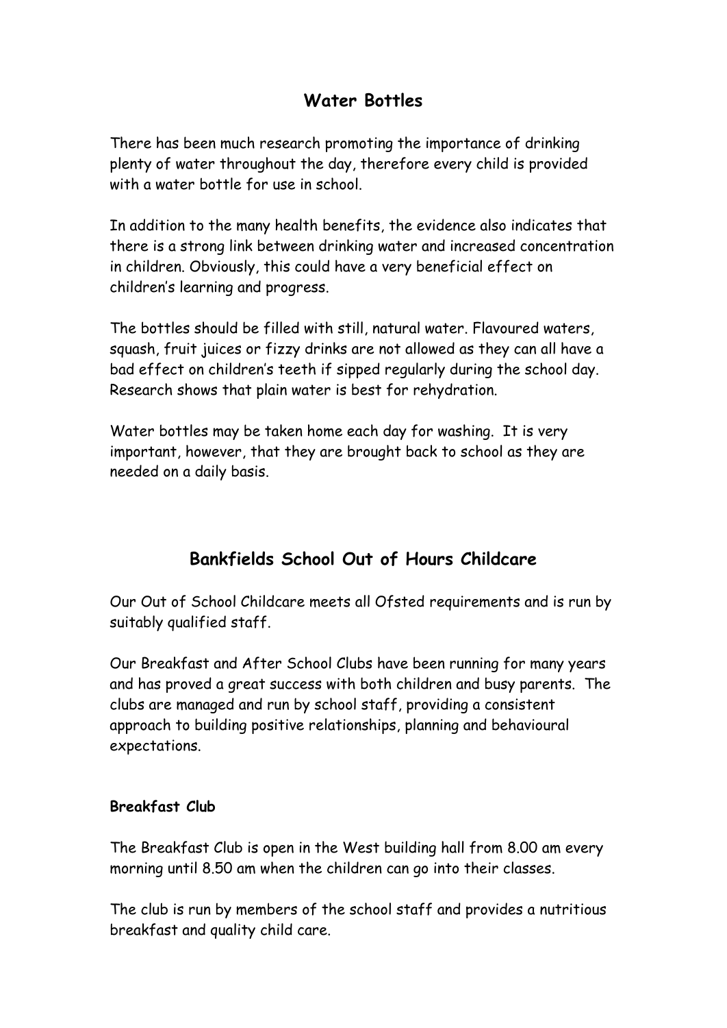## Water Bottles

There has been much research promoting the importance of drinking plenty of water throughout the day, therefore every child is provided with a water bottle for use in school.

In addition to the many health benefits, the evidence also indicates that there is a strong link between drinking water and increased concentration in children. Obviously, this could have a very beneficial effect on children's learning and progress.

The bottles should be filled with still, natural water. Flavoured waters, squash, fruit juices or fizzy drinks are not allowed as they can all have a bad effect on children's teeth if sipped regularly during the school day. Research shows that plain water is best for rehydration.

Water bottles may be taken home each day for washing. It is very important, however, that they are brought back to school as they are needed on a daily basis.

## Bankfields School Out of Hours Childcare

Our Out of School Childcare meets all Ofsted requirements and is run by suitably qualified staff.

Our Breakfast and After School Clubs have been running for many years and has proved a great success with both children and busy parents. The clubs are managed and run by school staff, providing a consistent approach to building positive relationships, planning and behavioural expectations.

### Breakfast Club

The Breakfast Club is open in the West building hall from 8.00 am every morning until 8.50 am when the children can go into their classes.

The club is run by members of the school staff and provides a nutritious breakfast and quality child care.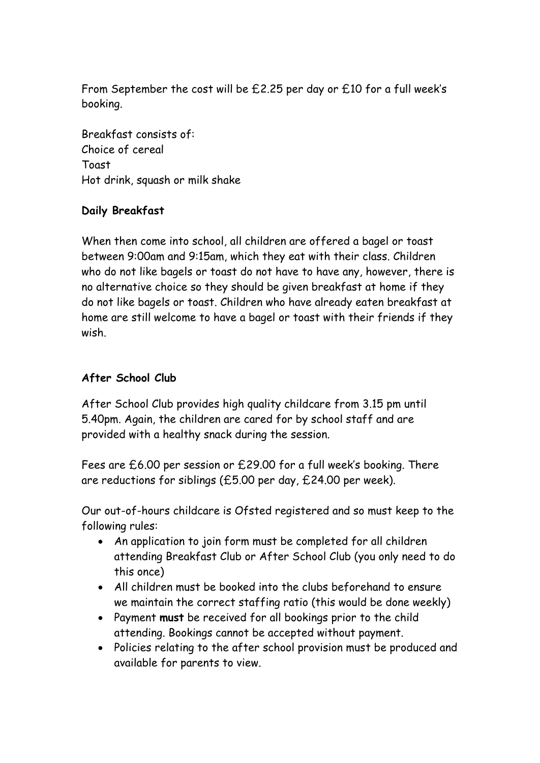From September the cost will be £2.25 per day or £10 for a full week's booking.

Breakfast consists of:
Choice of cereal
Toast
Hot drink, squash or milk shake

**Daily Breakfast**

When then come into school, all children are offered a bagel or toast between 9:00am and 9:15am, which they eat with their class. Children who do not like bagels or toast do not have to have any, however, there is no alternative choice so they should be given breakfast at home if they do not like bagels or toast. Children who have already eaten breakfast at home are still welcome to have a bagel or toast with their friends if they wish.

**After School Club**

After School Club provides high quality childcare from 3.15 pm until 5.40pm. Again, the children are cared for by school staff and are provided with a healthy snack during the session.

Fees are £6.00 per session or £29.00 for a full week's booking. There are reductions for siblings (£5.00 per day, £24.00 per week).

Our out-of-hours childcare is Ofsted registered and so must keep to the following rules:

- An application to join form must be completed for all children attending Breakfast Club or After School Club (you only need to do this once)
- All children must be booked into the clubs beforehand to ensure we maintain the correct staffing ratio (this would be done weekly)
- Payment **must** be received for all bookings prior to the child attending. Bookings cannot be accepted without payment.
- Policies relating to the after school provision must be produced and available for parents to view.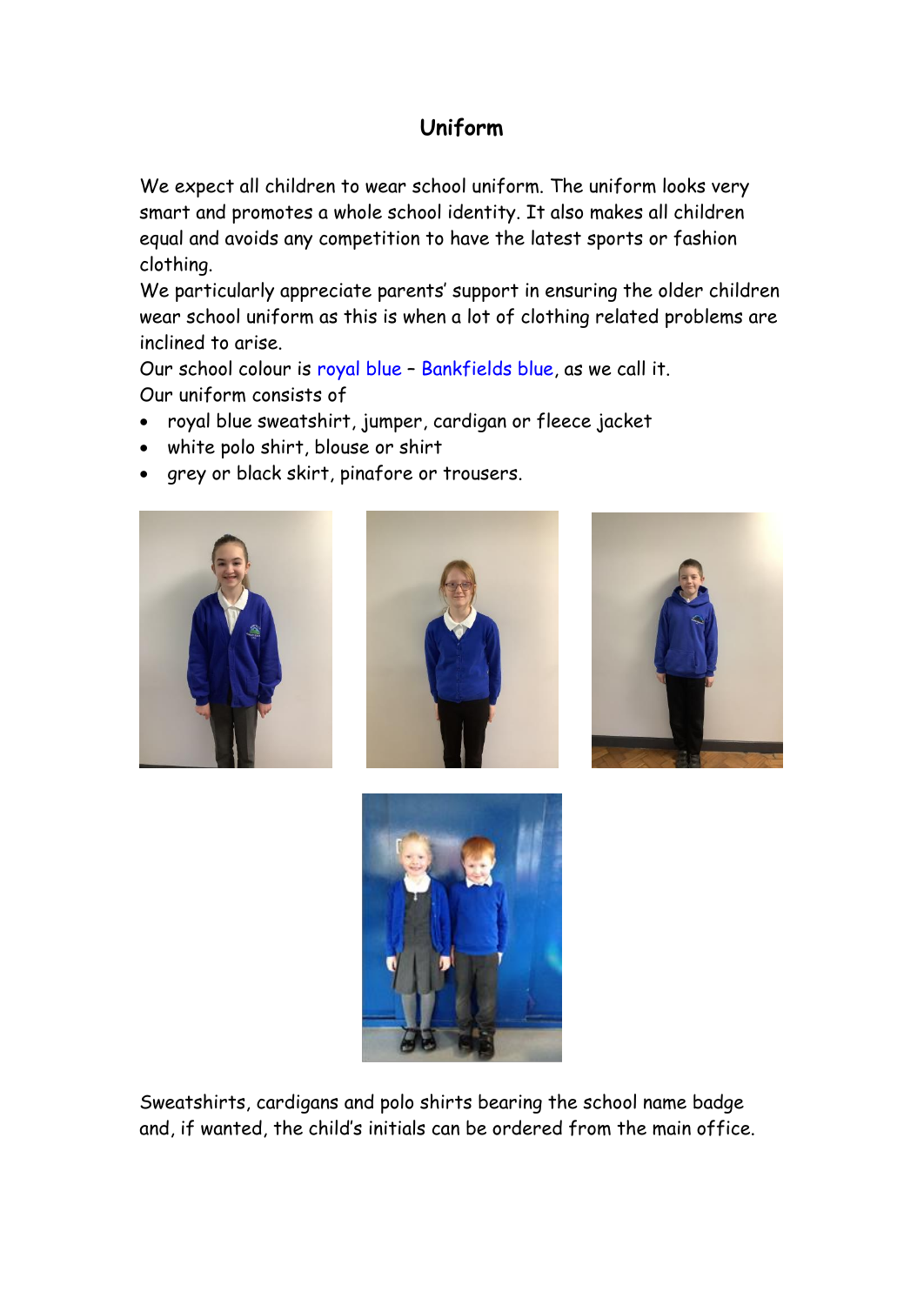# Uniform

We expect all children to wear school uniform. The uniform looks very smart and promotes a whole school identity. It also makes all children equal and avoids any competition to have the latest sports or fashion clothing.

We particularly appreciate parents' support in ensuring the older children wear school uniform as this is when a lot of clothing related problems are inclined to arise.

Our school colour is royal blue – Bankfields blue, as we call it.

Our uniform consists of

- royal blue sweatshirt, jumper, cardigan or fleece jacket
- white polo shirt, blouse or shirt
- grey or black skirt, pinafore or trousers.

Sweatshirts, cardigans and polo shirts bearing the school name badge and, if wanted, the child's initials can be ordered from the main office.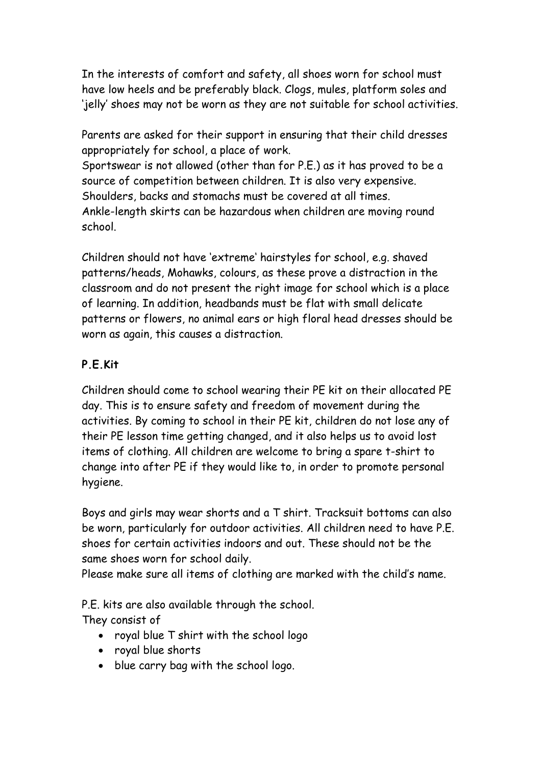In the interests of comfort and safety, all shoes worn for school must have low heels and be preferably black. Clogs, mules, platform soles and 'jelly' shoes may not be worn as they are not suitable for school activities.

Parents are asked for their support in ensuring that their child dresses appropriately for school, a place of work.
Sportswear is not allowed (other than for P.E.) as it has proved to be a source of competition between children. It is also very expensive.
Shoulders, backs and stomachs must be covered at all times.
Ankle-length skirts can be hazardous when children are moving round school.

Children should not have 'extreme' hairstyles for school, e.g. shaved patterns/heads, Mohawks, colours, as these prove a distraction in the classroom and do not present the right image for school which is a place of learning. In addition, headbands must be flat with small delicate patterns or flowers, no animal ears or high floral head dresses should be worn as again, this causes a distraction.

**P.E.Kit**

Children should come to school wearing their PE kit on their allocated PE day. This is to ensure safety and freedom of movement during the activities. By coming to school in their PE kit, children do not lose any of their PE lesson time getting changed, and it also helps us to avoid lost items of clothing. All children are welcome to bring a spare t-shirt to change into after PE if they would like to, in order to promote personal hygiene.

Boys and girls may wear shorts and a T shirt. Tracksuit bottoms can also be worn, particularly for outdoor activities. All children need to have P.E. shoes for certain activities indoors and out. These should not be the same shoes worn for school daily.
Please make sure all items of clothing are marked with the child's name.

P.E. kits are also available through the school.
They consist of

- royal blue T shirt with the school logo
- royal blue shorts
- blue carry bag with the school logo.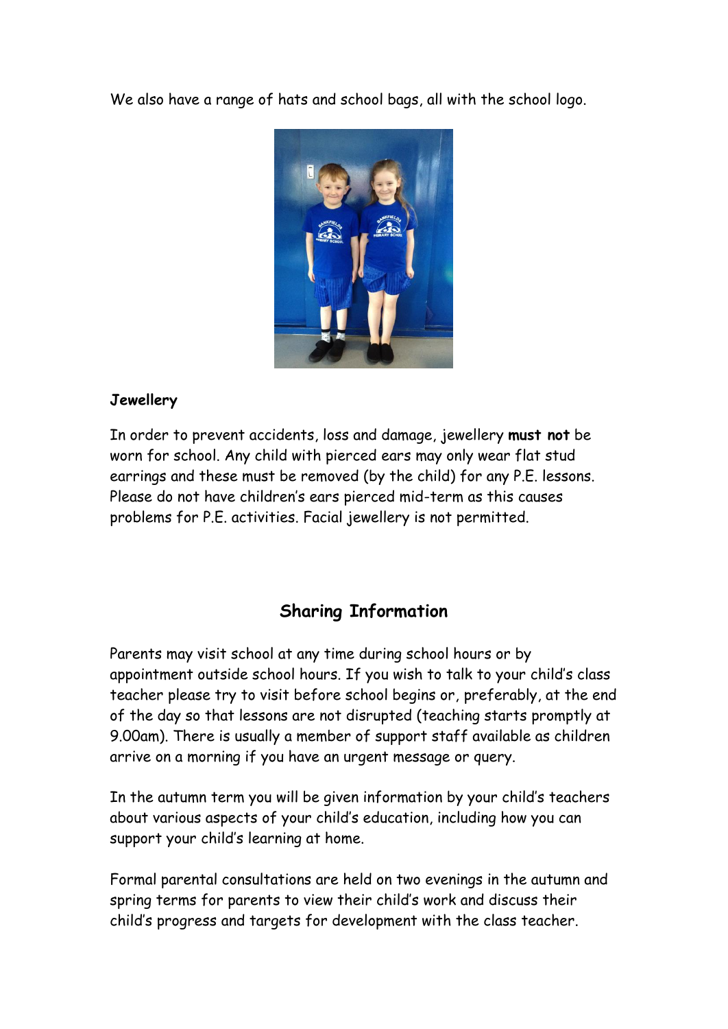We also have a range of hats and school bags, all with the school logo.

**Jewellery**

In order to prevent accidents, loss and damage, jewellery **must not** be worn for school. Any child with pierced ears may only wear flat stud earrings and these must be removed (by the child) for any P.E. lessons. Please do not have children's ears pierced mid-term as this causes problems for P.E. activities. Facial jewellery is not permitted.

## Sharing Information

Parents may visit school at any time during school hours or by appointment outside school hours. If you wish to talk to your child's class teacher please try to visit before school begins or, preferably, at the end of the day so that lessons are not disrupted (teaching starts promptly at 9.00am). There is usually a member of support staff available as children arrive on a morning if you have an urgent message or query.

In the autumn term you will be given information by your child's teachers about various aspects of your child's education, including how you can support your child's learning at home.

Formal parental consultations are held on two evenings in the autumn and spring terms for parents to view their child's work and discuss their child's progress and targets for development with the class teacher.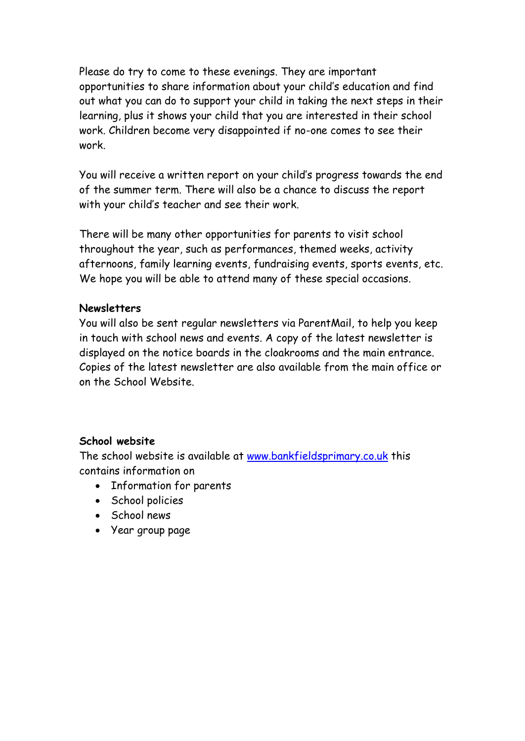Please do try to come to these evenings. They are important opportunities to share information about your child's education and find out what you can do to support your child in taking the next steps in their learning, plus it shows your child that you are interested in their school work. Children become very disappointed if no-one comes to see their work.

You will receive a written report on your child's progress towards the end of the summer term. There will also be a chance to discuss the report with your child's teacher and see their work.

There will be many other opportunities for parents to visit school throughout the year, such as performances, themed weeks, activity afternoons, family learning events, fundraising events, sports events, etc. We hope you will be able to attend many of these special occasions.

**Newsletters**

You will also be sent regular newsletters via ParentMail, to help you keep in touch with school news and events. A copy of the latest newsletter is displayed on the notice boards in the cloakrooms and the main entrance. Copies of the latest newsletter are also available from the main office or on the School Website.

**School website**

The school website is available at [www.bankfieldsprimary.co.uk](http://www.bankfieldsprimary.co.uk) this contains information on

- Information for parents
- School policies
- School news
- Year group page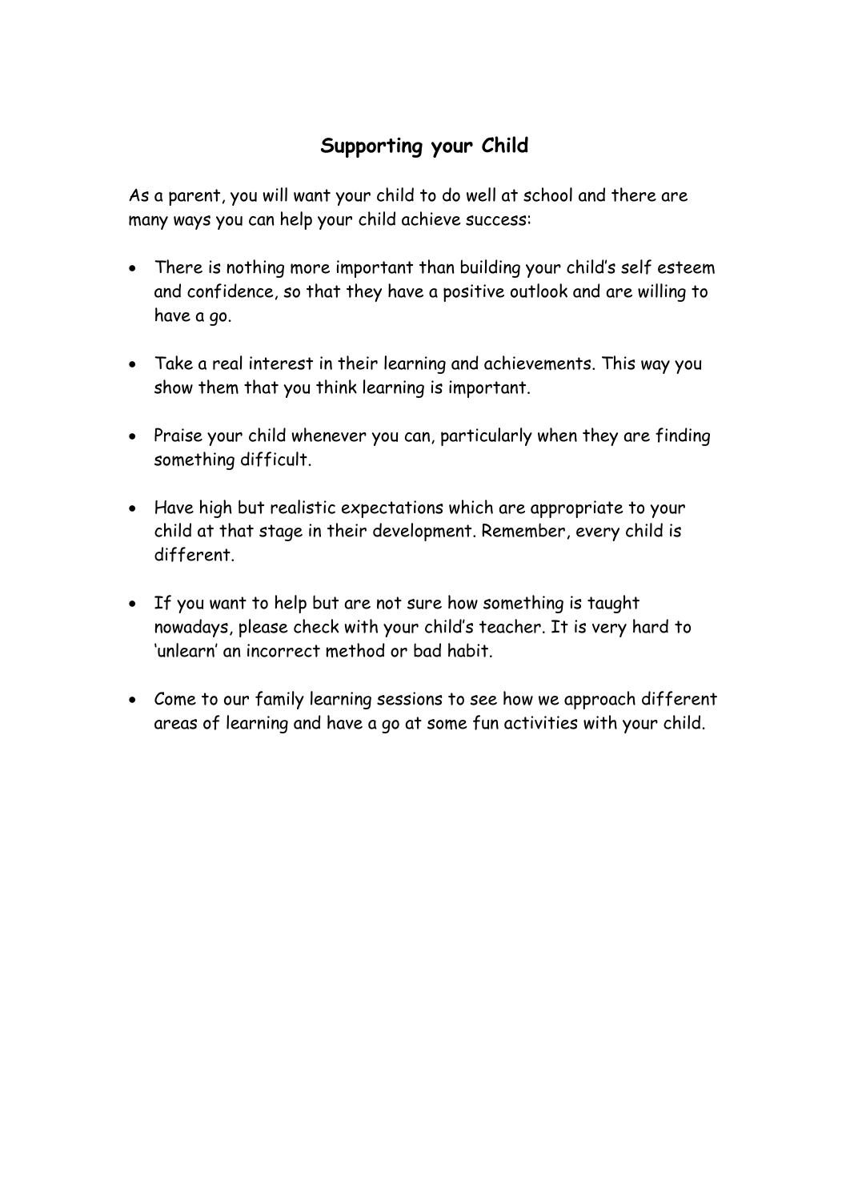## Supporting your Child

As a parent, you will want your child to do well at school and there are many ways you can help your child achieve success:

- There is nothing more important than building your child's self esteem and confidence, so that they have a positive outlook and are willing to have a go.
- Take a real interest in their learning and achievements. This way you show them that you think learning is important.
- Praise your child whenever you can, particularly when they are finding something difficult.
- Have high but realistic expectations which are appropriate to your child at that stage in their development. Remember, every child is different.
- If you want to help but are not sure how something is taught nowadays, please check with your child's teacher. It is very hard to 'unlearn' an incorrect method or bad habit.
- Come to our family learning sessions to see how we approach different areas of learning and have a go at some fun activities with your child.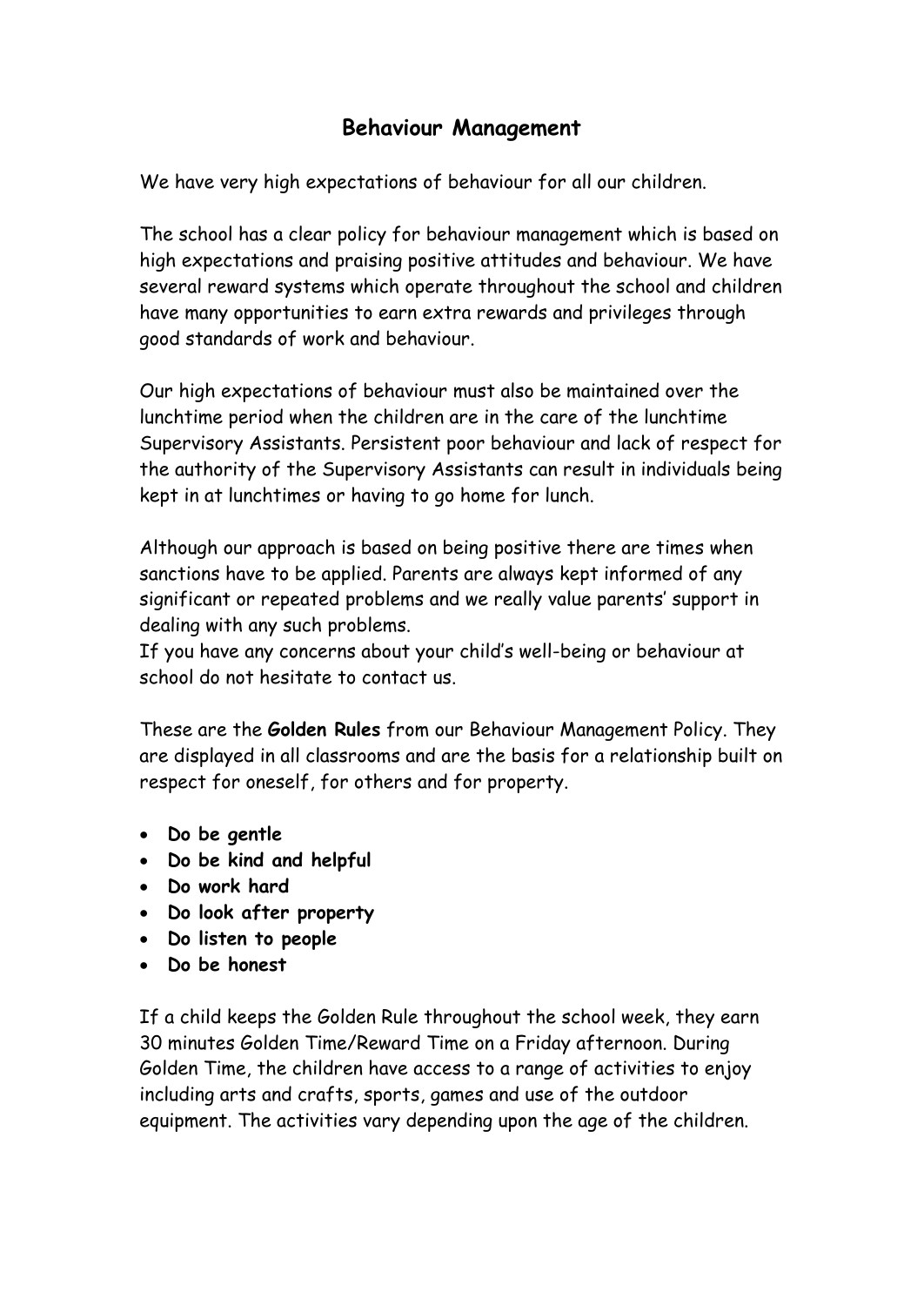# Behaviour Management

We have very high expectations of behaviour for all our children.

The school has a clear policy for behaviour management which is based on high expectations and praising positive attitudes and behaviour. We have several reward systems which operate throughout the school and children have many opportunities to earn extra rewards and privileges through good standards of work and behaviour.

Our high expectations of behaviour must also be maintained over the lunchtime period when the children are in the care of the lunchtime Supervisory Assistants. Persistent poor behaviour and lack of respect for the authority of the Supervisory Assistants can result in individuals being kept in at lunchtimes or having to go home for lunch.

Although our approach is based on being positive there are times when sanctions have to be applied. Parents are always kept informed of any significant or repeated problems and we really value parents' support in dealing with any such problems.
If you have any concerns about your child's well-being or behaviour at school do not hesitate to contact us.

These are the **Golden Rules** from our Behaviour Management Policy. They are displayed in all classrooms and are the basis for a relationship built on respect for oneself, for others and for property.

- **Do be gentle**
- **Do be kind and helpful**
- **Do work hard**
- **Do look after property**
- **Do listen to people**
- **Do be honest**

If a child keeps the Golden Rule throughout the school week, they earn 30 minutes Golden Time/Reward Time on a Friday afternoon. During Golden Time, the children have access to a range of activities to enjoy including arts and crafts, sports, games and use of the outdoor equipment. The activities vary depending upon the age of the children.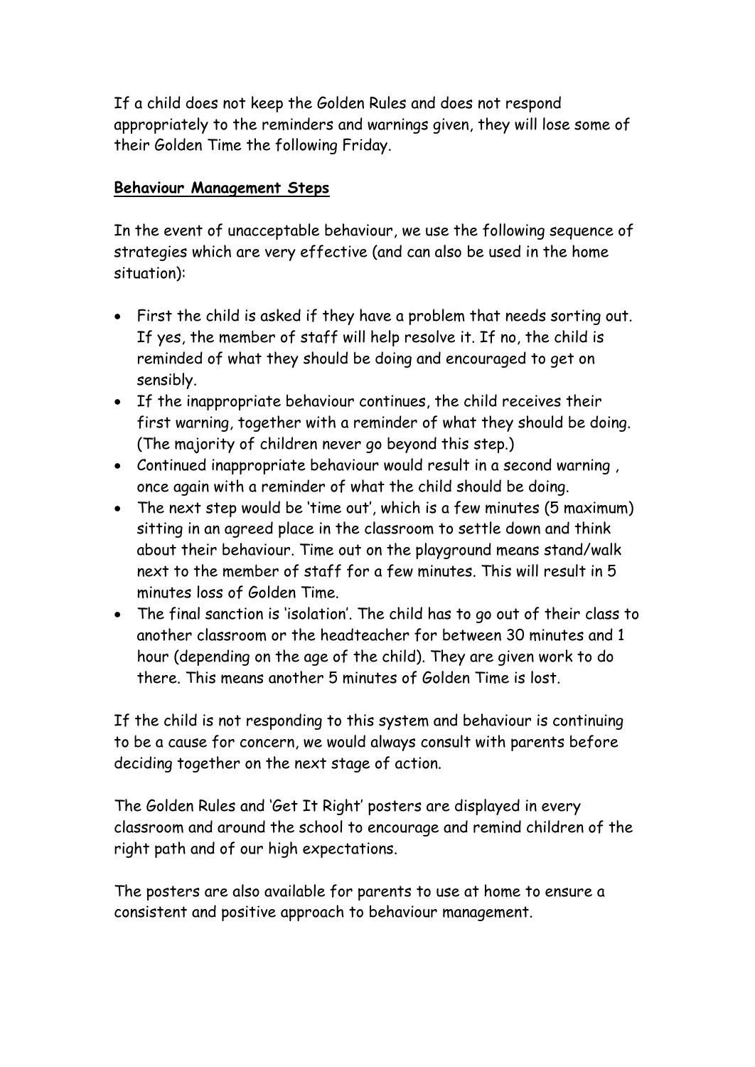If a child does not keep the Golden Rules and does not respond appropriately to the reminders and warnings given, they will lose some of their Golden Time the following Friday.

**Behaviour Management Steps**

In the event of unacceptable behaviour, we use the following sequence of strategies which are very effective (and can also be used in the home situation):

- First the child is asked if they have a problem that needs sorting out. If yes, the member of staff will help resolve it. If no, the child is reminded of what they should be doing and encouraged to get on sensibly.
- If the inappropriate behaviour continues, the child receives their first warning, together with a reminder of what they should be doing. (The majority of children never go beyond this step.)
- Continued inappropriate behaviour would result in a second warning , once again with a reminder of what the child should be doing.
- The next step would be 'time out', which is a few minutes (5 maximum) sitting in an agreed place in the classroom to settle down and think about their behaviour. Time out on the playground means stand/walk next to the member of staff for a few minutes. This will result in 5 minutes loss of Golden Time.
- The final sanction is 'isolation'. The child has to go out of their class to another classroom or the headteacher for between 30 minutes and 1 hour (depending on the age of the child). They are given work to do there. This means another 5 minutes of Golden Time is lost.

If the child is not responding to this system and behaviour is continuing to be a cause for concern, we would always consult with parents before deciding together on the next stage of action.

The Golden Rules and 'Get It Right' posters are displayed in every classroom and around the school to encourage and remind children of the right path and of our high expectations.

The posters are also available for parents to use at home to ensure a consistent and positive approach to behaviour management.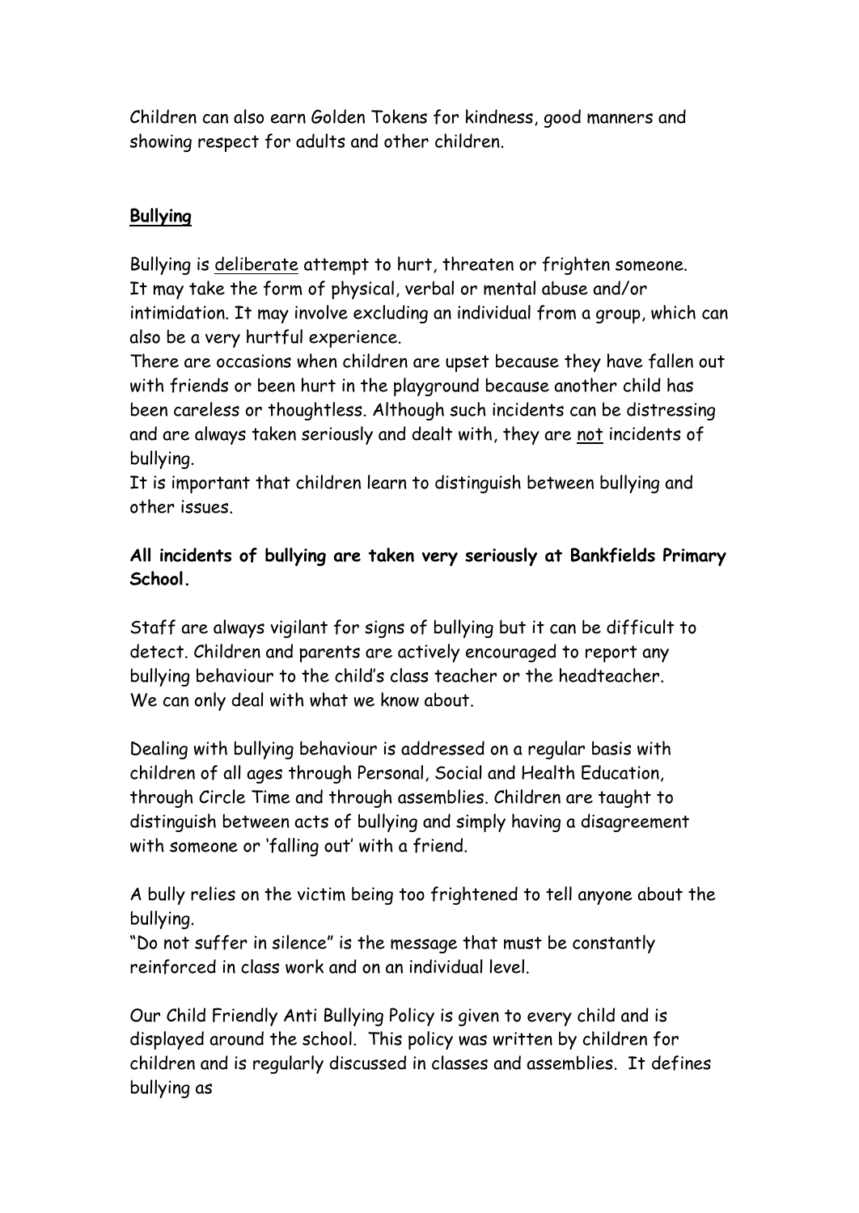Children can also earn Golden Tokens for kindness, good manners and showing respect for adults and other children.

## Bullying

Bullying is deliberate attempt to hurt, threaten or frighten someone. It may take the form of physical, verbal or mental abuse and/or intimidation. It may involve excluding an individual from a group, which can also be a very hurtful experience.
There are occasions when children are upset because they have fallen out with friends or been hurt in the playground because another child has been careless or thoughtless. Although such incidents can be distressing and are always taken seriously and dealt with, they are not incidents of bullying.
It is important that children learn to distinguish between bullying and other issues.

**All incidents of bullying are taken very seriously at Bankfields Primary School.**

Staff are always vigilant for signs of bullying but it can be difficult to detect. Children and parents are actively encouraged to report any bullying behaviour to the child's class teacher or the headteacher.
We can only deal with what we know about.

Dealing with bullying behaviour is addressed on a regular basis with children of all ages through Personal, Social and Health Education, through Circle Time and through assemblies. Children are taught to distinguish between acts of bullying and simply having a disagreement with someone or 'falling out' with a friend.

A bully relies on the victim being too frightened to tell anyone about the bullying.
"Do not suffer in silence" is the message that must be constantly reinforced in class work and on an individual level.

Our Child Friendly Anti Bullying Policy is given to every child and is displayed around the school. This policy was written by children for children and is regularly discussed in classes and assemblies. It defines bullying as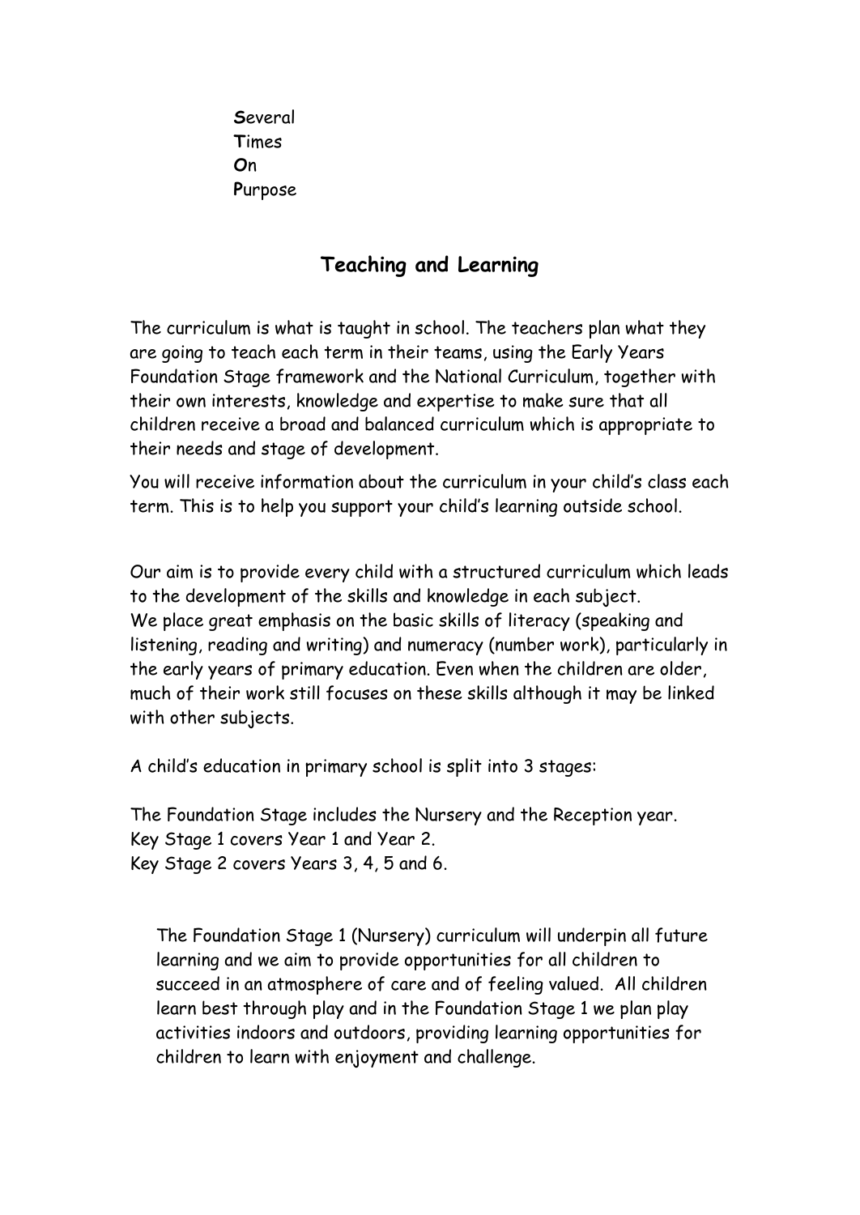**S**everal
**T**imes
**O**n
**P**urpose

## Teaching and Learning

The curriculum is what is taught in school. The teachers plan what they are going to teach each term in their teams, using the Early Years Foundation Stage framework and the National Curriculum, together with their own interests, knowledge and expertise to make sure that all children receive a broad and balanced curriculum which is appropriate to their needs and stage of development.

You will receive information about the curriculum in your child's class each term. This is to help you support your child's learning outside school.

Our aim is to provide every child with a structured curriculum which leads to the development of the skills and knowledge in each subject.
We place great emphasis on the basic skills of literacy (speaking and listening, reading and writing) and numeracy (number work), particularly in the early years of primary education. Even when the children are older, much of their work still focuses on these skills although it may be linked with other subjects.

A child's education in primary school is split into 3 stages:

The Foundation Stage includes the Nursery and the Reception year.
Key Stage 1 covers Year 1 and Year 2.
Key Stage 2 covers Years 3, 4, 5 and 6.

The Foundation Stage 1 (Nursery) curriculum will underpin all future learning and we aim to provide opportunities for all children to succeed in an atmosphere of care and of feeling valued. All children learn best through play and in the Foundation Stage 1 we plan play activities indoors and outdoors, providing learning opportunities for children to learn with enjoyment and challenge.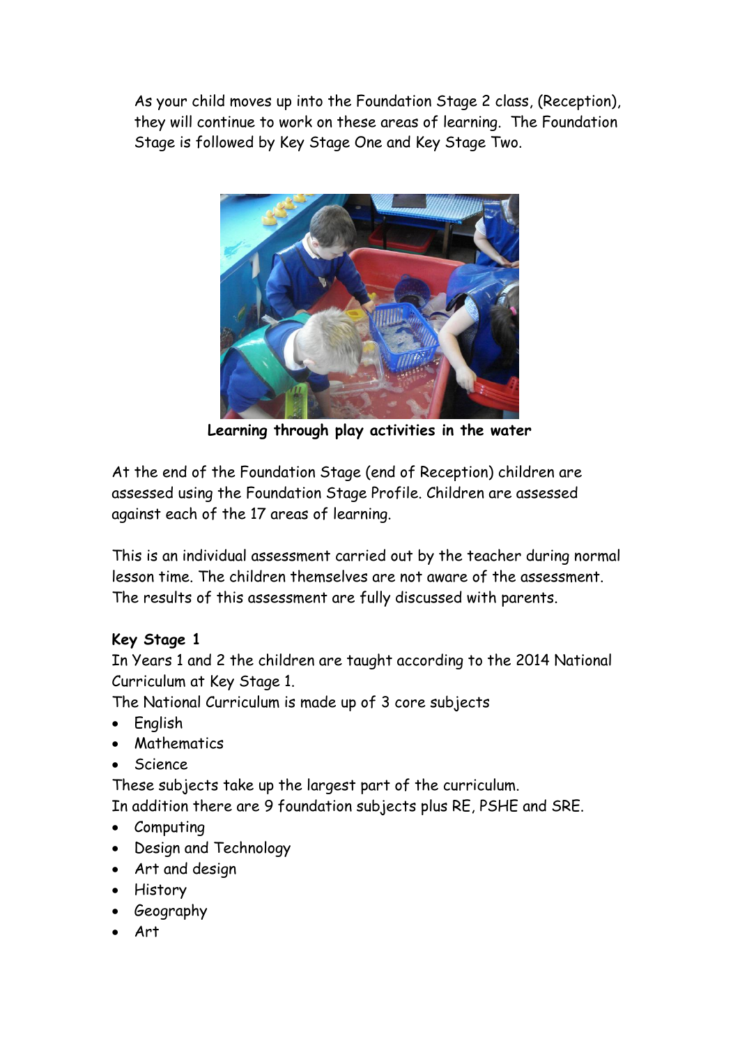As your child moves up into the Foundation Stage 2 class, (Reception), they will continue to work on these areas of learning. The Foundation Stage is followed by Key Stage One and Key Stage Two.

**Learning through play activities in the water**

At the end of the Foundation Stage (end of Reception) children are assessed using the Foundation Stage Profile. Children are assessed against each of the 17 areas of learning.

This is an individual assessment carried out by the teacher during normal lesson time. The children themselves are not aware of the assessment. The results of this assessment are fully discussed with parents.

**Key Stage 1**

In Years 1 and 2 the children are taught according to the 2014 National Curriculum at Key Stage 1.

The National Curriculum is made up of 3 core subjects

- English
- Mathematics
- Science

These subjects take up the largest part of the curriculum.

In addition there are 9 foundation subjects plus RE, PSHE and SRE.

- Computing
- Design and Technology
- Art and design
- History
- Geography
- Art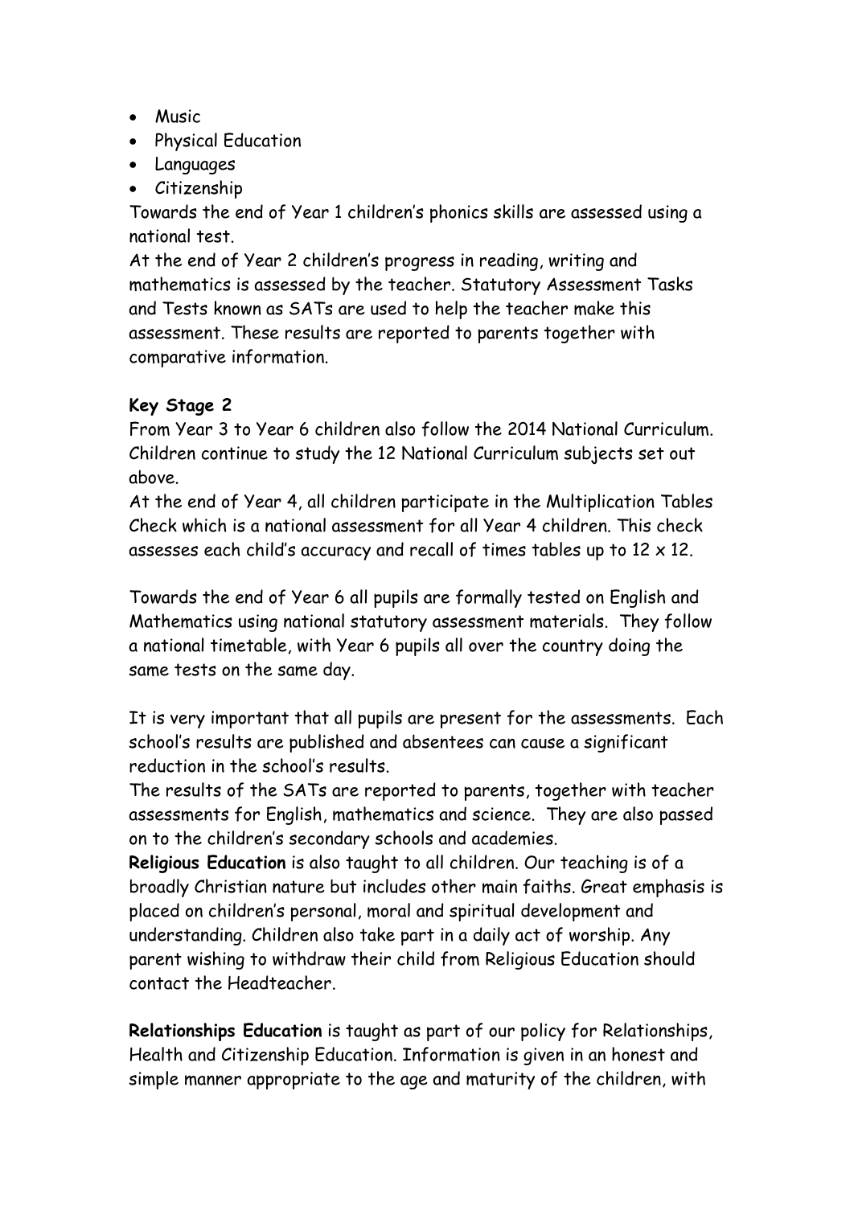- Music
- Physical Education
- Languages
- Citizenship

Towards the end of Year 1 children's phonics skills are assessed using a national test.

At the end of Year 2 children's progress in reading, writing and mathematics is assessed by the teacher. Statutory Assessment Tasks and Tests known as SATs are used to help the teacher make this assessment. These results are reported to parents together with comparative information.

**Key Stage 2**

From Year 3 to Year 6 children also follow the 2014 National Curriculum. Children continue to study the 12 National Curriculum subjects set out above.

At the end of Year 4, all children participate in the Multiplication Tables Check which is a national assessment for all Year 4 children. This check assesses each child's accuracy and recall of times tables up to 12 x 12.

Towards the end of Year 6 all pupils are formally tested on English and Mathematics using national statutory assessment materials. They follow a national timetable, with Year 6 pupils all over the country doing the same tests on the same day.

It is very important that all pupils are present for the assessments. Each school's results are published and absentees can cause a significant reduction in the school's results.

The results of the SATs are reported to parents, together with teacher assessments for English, mathematics and science. They are also passed on to the children's secondary schools and academies.

**Religious Education** is also taught to all children. Our teaching is of a broadly Christian nature but includes other main faiths. Great emphasis is placed on children's personal, moral and spiritual development and understanding. Children also take part in a daily act of worship. Any parent wishing to withdraw their child from Religious Education should contact the Headteacher.

**Relationships Education** is taught as part of our policy for Relationships, Health and Citizenship Education. Information is given in an honest and simple manner appropriate to the age and maturity of the children, with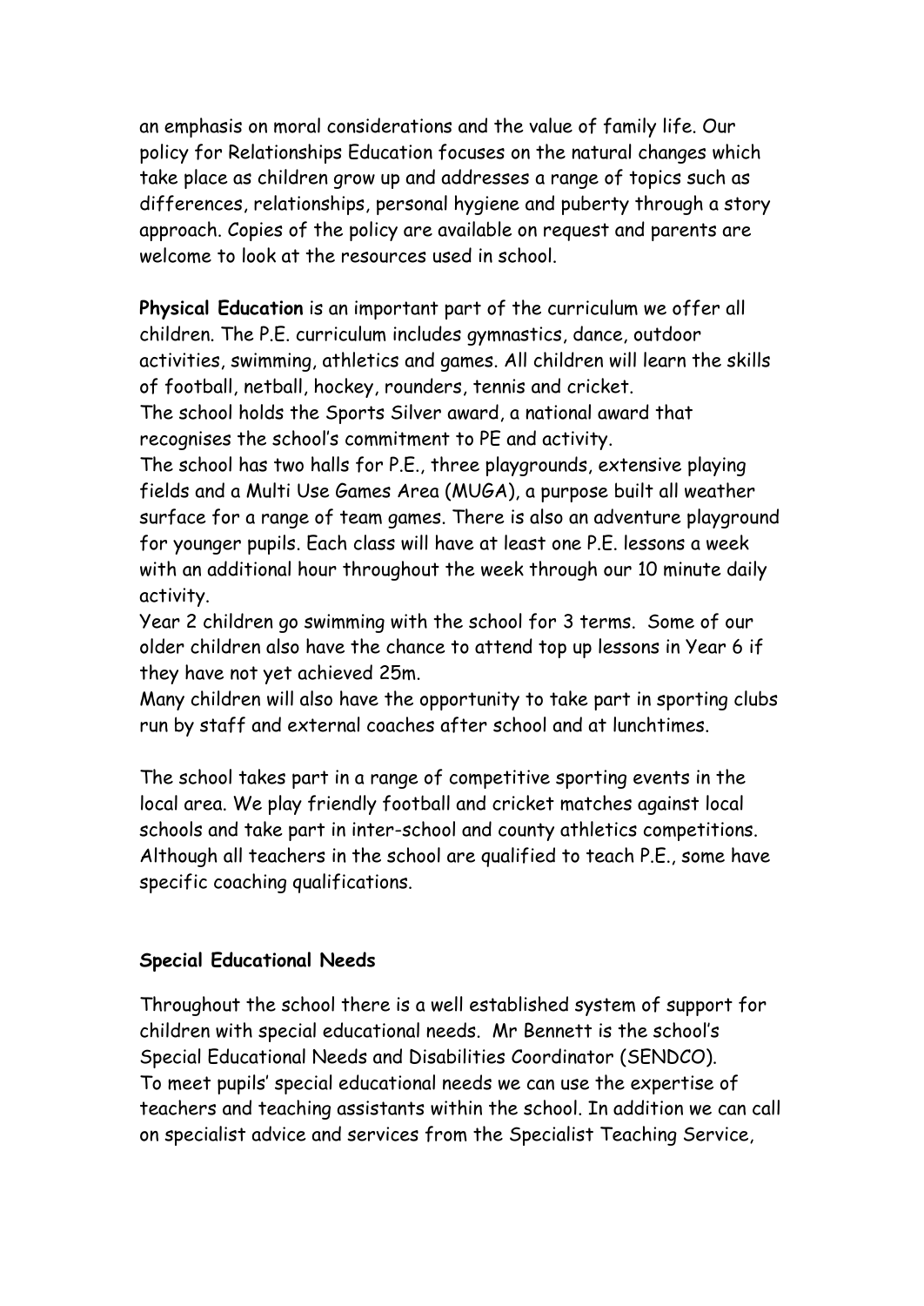an emphasis on moral considerations and the value of family life. Our policy for Relationships Education focuses on the natural changes which take place as children grow up and addresses a range of topics such as differences, relationships, personal hygiene and puberty through a story approach. Copies of the policy are available on request and parents are welcome to look at the resources used in school.

**Physical Education** is an important part of the curriculum we offer all children. The P.E. curriculum includes gymnastics, dance, outdoor activities, swimming, athletics and games. All children will learn the skills of football, netball, hockey, rounders, tennis and cricket.
The school holds the Sports Silver award, a national award that recognises the school's commitment to PE and activity.
The school has two halls for P.E., three playgrounds, extensive playing fields and a Multi Use Games Area (MUGA), a purpose built all weather surface for a range of team games. There is also an adventure playground for younger pupils. Each class will have at least one P.E. lessons a week with an additional hour throughout the week through our 10 minute daily activity.
Year 2 children go swimming with the school for 3 terms. Some of our older children also have the chance to attend top up lessons in Year 6 if they have not yet achieved 25m.
Many children will also have the opportunity to take part in sporting clubs run by staff and external coaches after school and at lunchtimes.

The school takes part in a range of competitive sporting events in the local area. We play friendly football and cricket matches against local schools and take part in inter-school and county athletics competitions. Although all teachers in the school are qualified to teach P.E., some have specific coaching qualifications.

**Special Educational Needs**

Throughout the school there is a well established system of support for children with special educational needs. Mr Bennett is the school's Special Educational Needs and Disabilities Coordinator (SENDCO).
To meet pupils' special educational needs we can use the expertise of teachers and teaching assistants within the school. In addition we can call on specialist advice and services from the Specialist Teaching Service,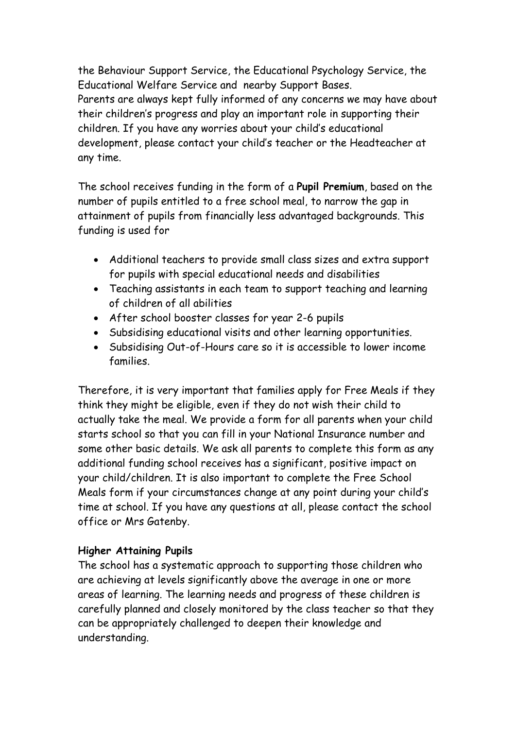the Behaviour Support Service, the Educational Psychology Service, the Educational Welfare Service and nearby Support Bases.
Parents are always kept fully informed of any concerns we may have about their children's progress and play an important role in supporting their children. If you have any worries about your child's educational development, please contact your child's teacher or the Headteacher at any time.

The school receives funding in the form of a **Pupil Premium**, based on the number of pupils entitled to a free school meal, to narrow the gap in attainment of pupils from financially less advantaged backgrounds. This funding is used for

- Additional teachers to provide small class sizes and extra support for pupils with special educational needs and disabilities
- Teaching assistants in each team to support teaching and learning of children of all abilities
- After school booster classes for year 2-6 pupils
- Subsidising educational visits and other learning opportunities.
- Subsidising Out-of-Hours care so it is accessible to lower income families.

Therefore, it is very important that families apply for Free Meals if they think they might be eligible, even if they do not wish their child to actually take the meal. We provide a form for all parents when your child starts school so that you can fill in your National Insurance number and some other basic details. We ask all parents to complete this form as any additional funding school receives has a significant, positive impact on your child/children. It is also important to complete the Free School Meals form if your circumstances change at any point during your child's time at school. If you have any questions at all, please contact the school office or Mrs Gatenby.

**Higher Attaining Pupils**

The school has a systematic approach to supporting those children who are achieving at levels significantly above the average in one or more areas of learning. The learning needs and progress of these children is carefully planned and closely monitored by the class teacher so that they can be appropriately challenged to deepen their knowledge and understanding.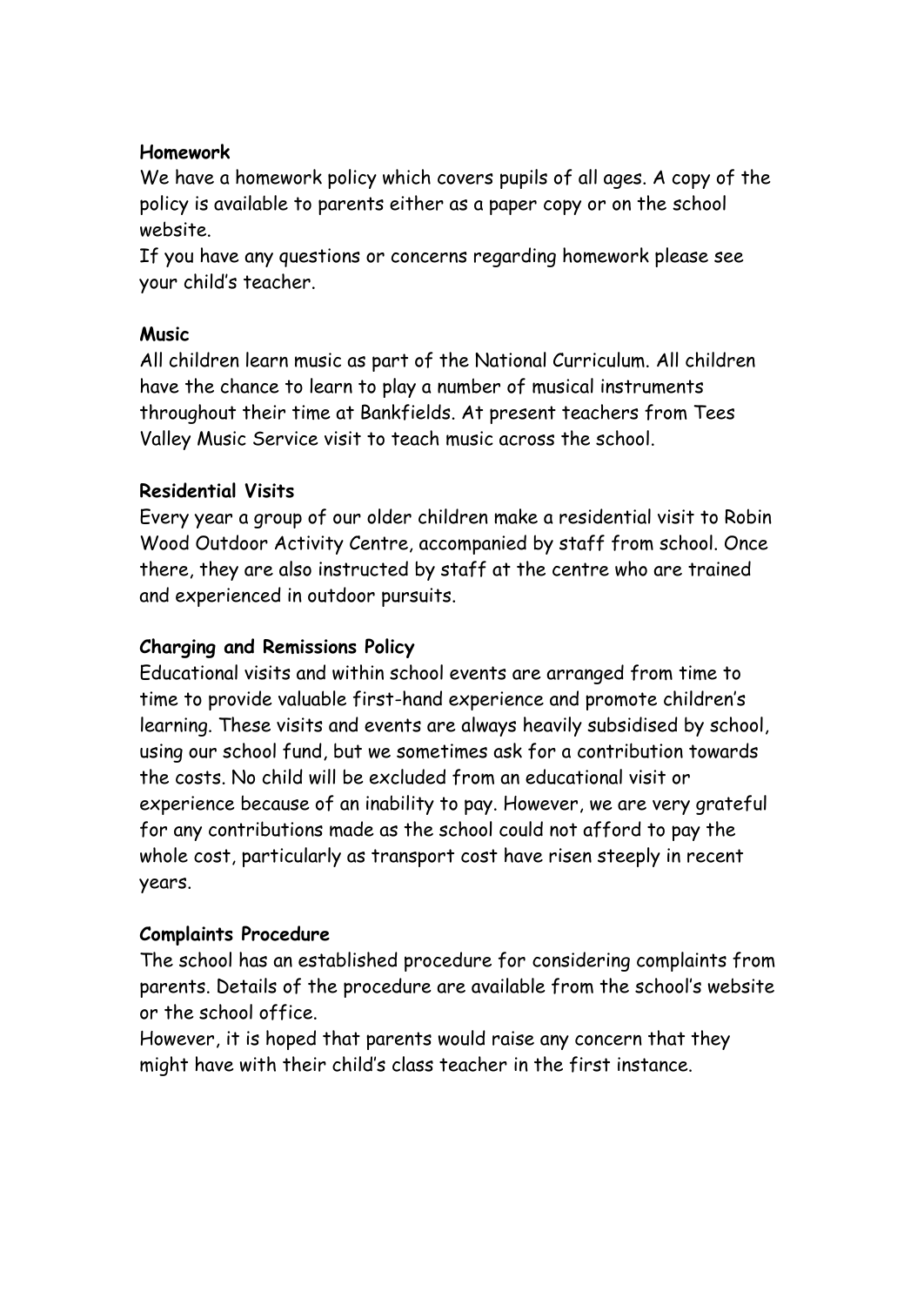**Homework**

We have a homework policy which covers pupils of all ages. A copy of the policy is available to parents either as a paper copy or on the school website.

If you have any questions or concerns regarding homework please see your child's teacher.

**Music**

All children learn music as part of the National Curriculum. All children have the chance to learn to play a number of musical instruments throughout their time at Bankfields. At present teachers from Tees Valley Music Service visit to teach music across the school.

**Residential Visits**

Every year a group of our older children make a residential visit to Robin Wood Outdoor Activity Centre, accompanied by staff from school. Once there, they are also instructed by staff at the centre who are trained and experienced in outdoor pursuits.

**Charging and Remissions Policy**

Educational visits and within school events are arranged from time to time to provide valuable first-hand experience and promote children's learning. These visits and events are always heavily subsidised by school, using our school fund, but we sometimes ask for a contribution towards the costs. No child will be excluded from an educational visit or experience because of an inability to pay. However, we are very grateful for any contributions made as the school could not afford to pay the whole cost, particularly as transport cost have risen steeply in recent years.

**Complaints Procedure**

The school has an established procedure for considering complaints from parents. Details of the procedure are available from the school's website or the school office.

However, it is hoped that parents would raise any concern that they might have with their child's class teacher in the first instance.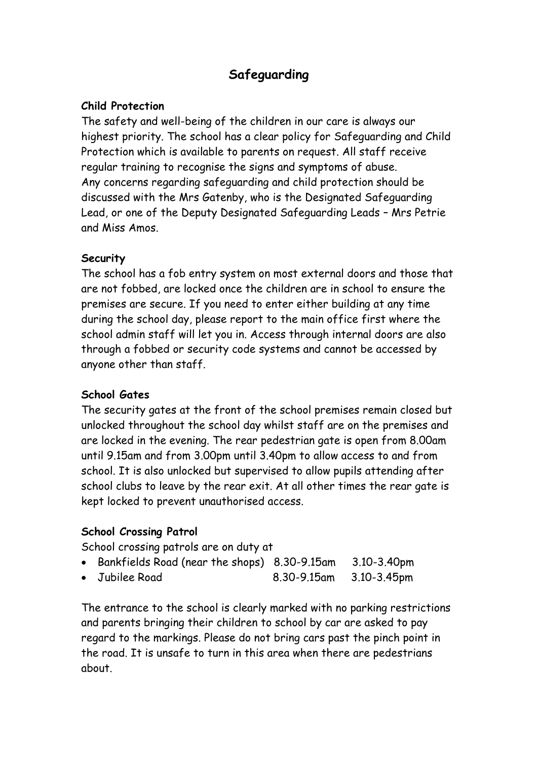# Safeguarding

**Child Protection**

The safety and well-being of the children in our care is always our highest priority. The school has a clear policy for Safeguarding and Child Protection which is available to parents on request. All staff receive regular training to recognise the signs and symptoms of abuse.
Any concerns regarding safeguarding and child protection should be discussed with the Mrs Gatenby, who is the Designated Safeguarding Lead, or one of the Deputy Designated Safeguarding Leads – Mrs Petrie and Miss Amos.

**Security**

The school has a fob entry system on most external doors and those that are not fobbed, are locked once the children are in school to ensure the premises are secure. If you need to enter either building at any time during the school day, please report to the main office first where the school admin staff will let you in. Access through internal doors are also through a fobbed or security code systems and cannot be accessed by anyone other than staff.

**School Gates**

The security gates at the front of the school premises remain closed but unlocked throughout the school day whilst staff are on the premises and are locked in the evening. The rear pedestrian gate is open from 8.00am until 9.15am and from 3.00pm until 3.40pm to allow access to and from school. It is also unlocked but supervised to allow pupils attending after school clubs to leave by the rear exit. At all other times the rear gate is kept locked to prevent unauthorised access.

**School Crossing Patrol**

School crossing patrols are on duty at

- Bankfields Road (near the shops) 8.30-9.15am 3.10-3.40pm
- Jubilee Road 8.30-9.15am 3.10-3.45pm

The entrance to the school is clearly marked with no parking restrictions and parents bringing their children to school by car are asked to pay regard to the markings. Please do not bring cars past the pinch point in the road. It is unsafe to turn in this area when there are pedestrians about.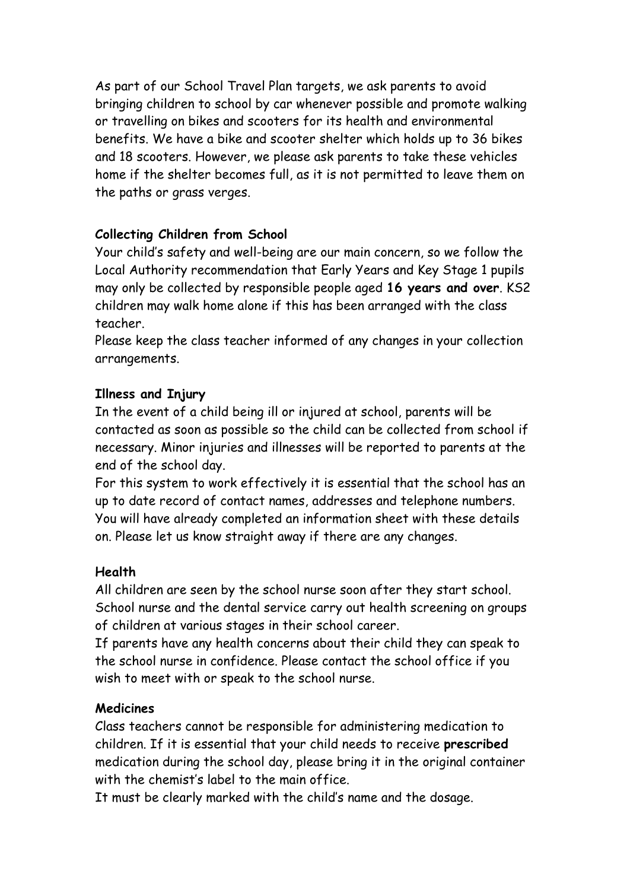As part of our School Travel Plan targets, we ask parents to avoid bringing children to school by car whenever possible and promote walking or travelling on bikes and scooters for its health and environmental benefits. We have a bike and scooter shelter which holds up to 36 bikes and 18 scooters. However, we please ask parents to take these vehicles home if the shelter becomes full, as it is not permitted to leave them on the paths or grass verges.

**Collecting Children from School**

Your child's safety and well-being are our main concern, so we follow the Local Authority recommendation that Early Years and Key Stage 1 pupils may only be collected by responsible people aged **16 years and over**. KS2 children may walk home alone if this has been arranged with the class teacher.

Please keep the class teacher informed of any changes in your collection arrangements.

**Illness and Injury**

In the event of a child being ill or injured at school, parents will be contacted as soon as possible so the child can be collected from school if necessary. Minor injuries and illnesses will be reported to parents at the end of the school day.

For this system to work effectively it is essential that the school has an up to date record of contact names, addresses and telephone numbers. You will have already completed an information sheet with these details on. Please let us know straight away if there are any changes.

**Health**

All children are seen by the school nurse soon after they start school. School nurse and the dental service carry out health screening on groups of children at various stages in their school career.

If parents have any health concerns about their child they can speak to the school nurse in confidence. Please contact the school office if you wish to meet with or speak to the school nurse.

**Medicines**

Class teachers cannot be responsible for administering medication to children. If it is essential that your child needs to receive **prescribed** medication during the school day, please bring it in the original container with the chemist's label to the main office.

It must be clearly marked with the child's name and the dosage.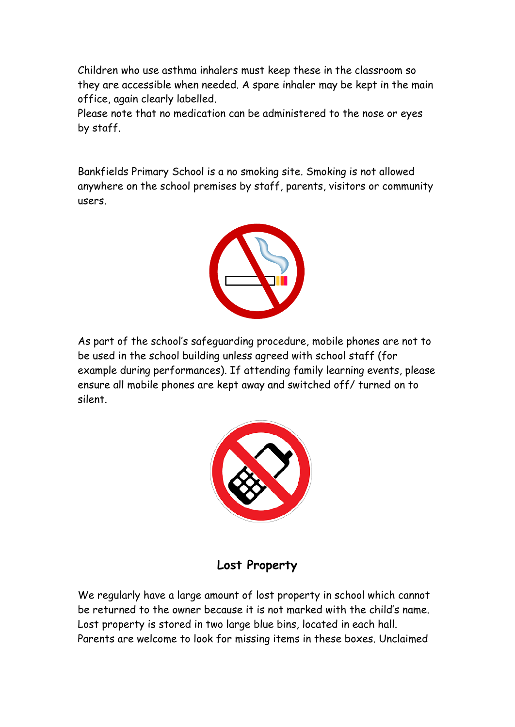Children who use asthma inhalers must keep these in the classroom so they are accessible when needed. A spare inhaler may be kept in the main office, again clearly labelled.
Please note that no medication can be administered to the nose or eyes by staff.

Bankfields Primary School is a no smoking site. Smoking is not allowed anywhere on the school premises by staff, parents, visitors or community users.

As part of the school's safeguarding procedure, mobile phones are not to be used in the school building unless agreed with school staff (for example during performances). If attending family learning events, please ensure all mobile phones are kept away and switched off/ turned on to silent.

## Lost Property

We regularly have a large amount of lost property in school which cannot be returned to the owner because it is not marked with the child's name. Lost property is stored in two large blue bins, located in each hall. Parents are welcome to look for missing items in these boxes. Unclaimed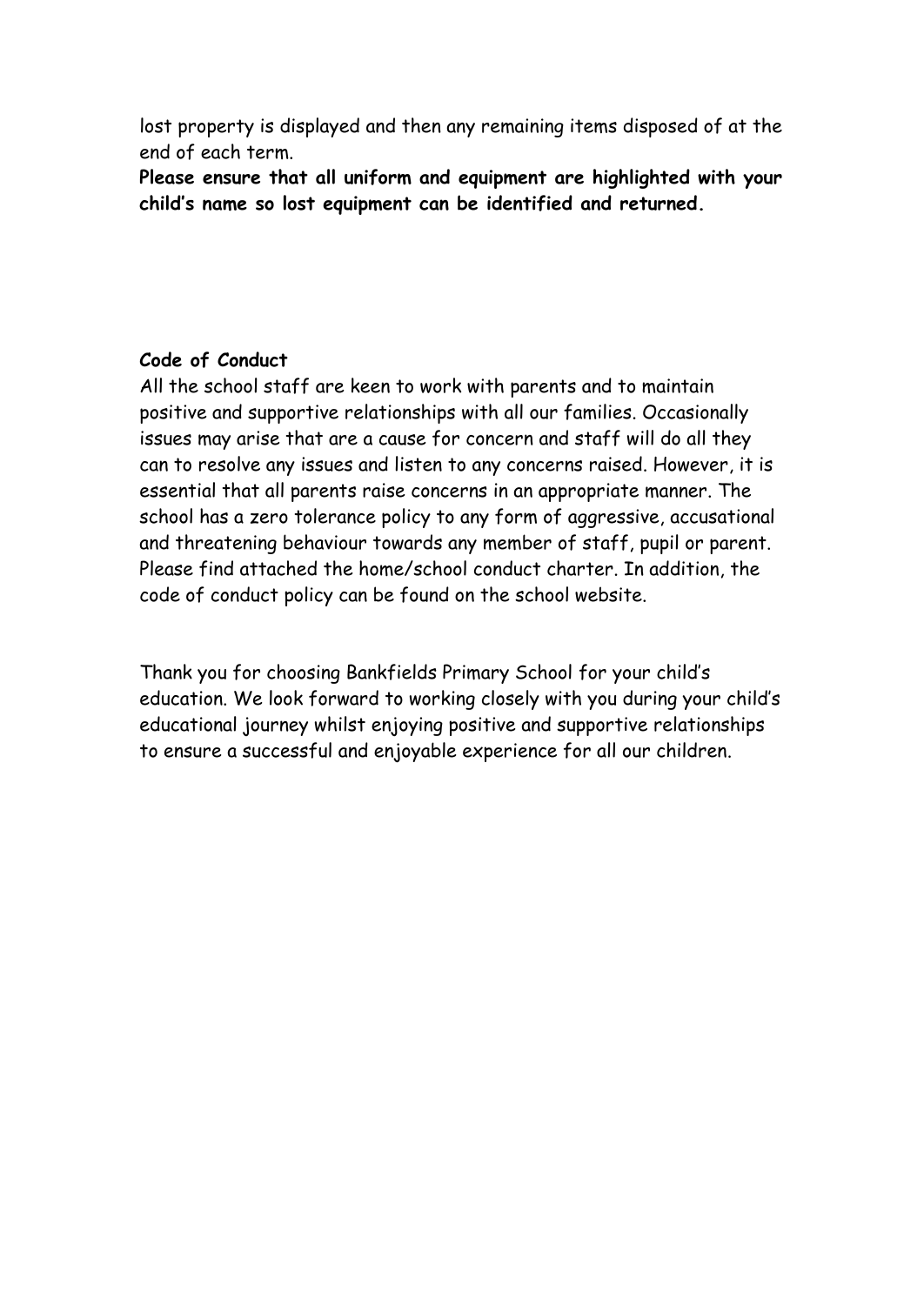lost property is displayed and then any remaining items disposed of at the end of each term.

**Please ensure that all uniform and equipment are highlighted with your child's name so lost equipment can be identified and returned.**

**Code of Conduct**

All the school staff are keen to work with parents and to maintain positive and supportive relationships with all our families. Occasionally issues may arise that are a cause for concern and staff will do all they can to resolve any issues and listen to any concerns raised. However, it is essential that all parents raise concerns in an appropriate manner. The school has a zero tolerance policy to any form of aggressive, accusational and threatening behaviour towards any member of staff, pupil or parent. Please find attached the home/school conduct charter. In addition, the code of conduct policy can be found on the school website.

Thank you for choosing Bankfields Primary School for your child's education. We look forward to working closely with you during your child's educational journey whilst enjoying positive and supportive relationships to ensure a successful and enjoyable experience for all our children.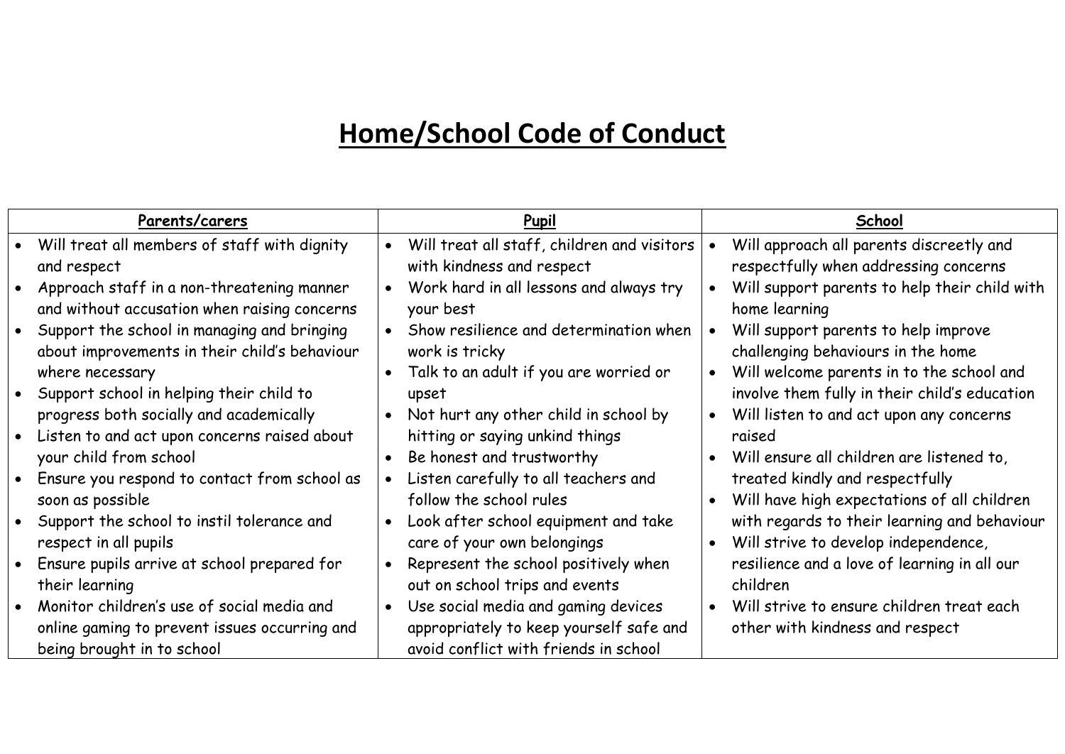# Home/School Code of Conduct

| Parents/carers | Pupil | School |
|---|---|---|
| • Will treat all members of staff with dignity and respect<br>• Approach staff in a non-threatening manner and without accusation when raising concerns<br>• Support the school in managing and bringing about improvements in their child's behaviour where necessary<br>• Support school in helping their child to progress both socially and academically<br>• Listen to and act upon concerns raised about your child from school<br>• Ensure you respond to contact from school as soon as possible<br>• Support the school to instil tolerance and respect in all pupils<br>• Ensure pupils arrive at school prepared for their learning<br>• Monitor children's use of social media and online gaming to prevent issues occurring and being brought in to school | • Will treat all staff, children and visitors with kindness and respect<br>• Work hard in all lessons and always try your best<br>• Show resilience and determination when work is tricky<br>• Talk to an adult if you are worried or upset<br>• Not hurt any other child in school by hitting or saying unkind things<br>• Be honest and trustworthy<br>• Listen carefully to all teachers and follow the school rules<br>• Look after school equipment and take care of your own belongings<br>• Represent the school positively when out on school trips and events<br>• Use social media and gaming devices appropriately to keep yourself safe and avoid conflict with friends in school | • Will approach all parents discreetly and respectfully when addressing concerns<br>• Will support parents to help their child with home learning<br>• Will support parents to help improve challenging behaviours in the home<br>• Will welcome parents in to the school and involve them fully in their child's education<br>• Will listen to and act upon any concerns raised<br>• Will ensure all children are listened to, treated kindly and respectfully<br>• Will have high expectations of all children with regards to their learning and behaviour<br>• Will strive to develop independence, resilience and a love of learning in all our children<br>• Will strive to ensure children treat each other with kindness and respect |